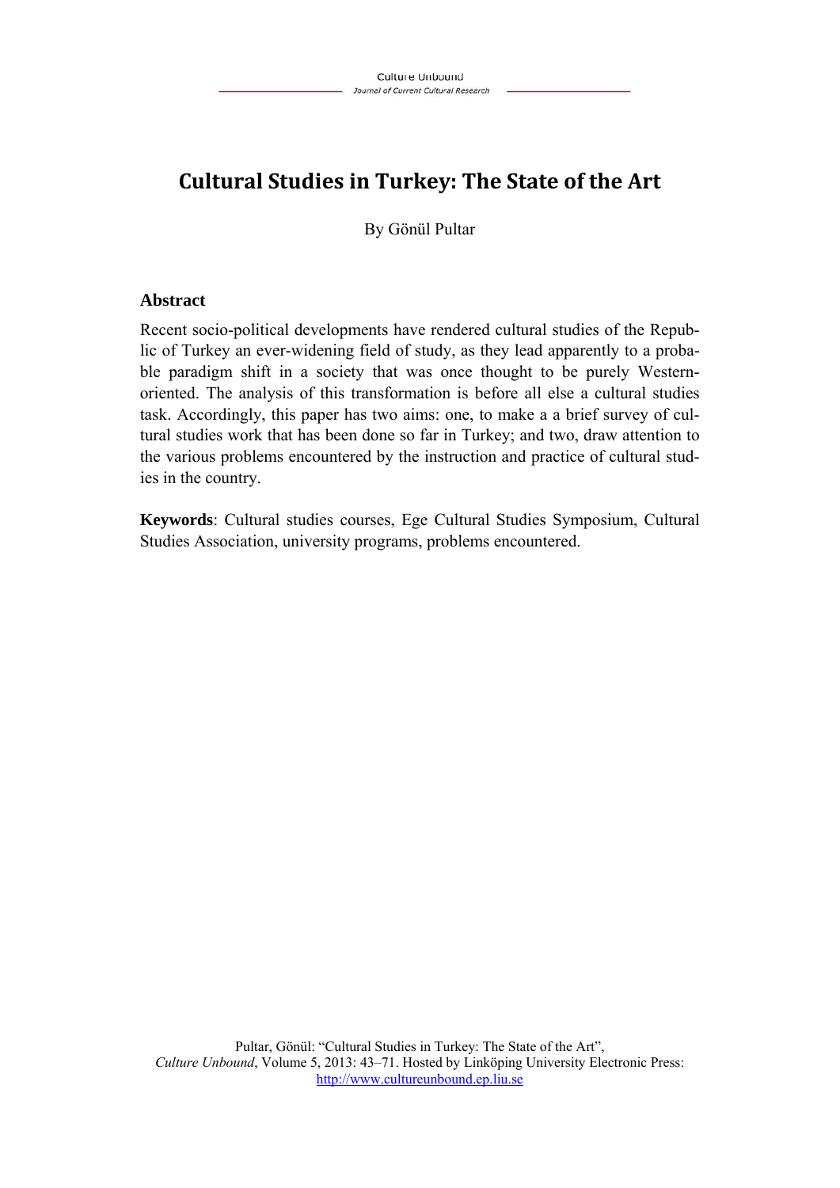# Cultural Studies in Turkey: The State of the Art

By Gönül Pultar

## Abstract

Recent socio-political developments have rendered cultural studies of the Republic of Turkey an ever-widening field of study, as they lead apparently to a probable paradigm shift in a society that was once thought to be purely Western-oriented. The analysis of this transformation is before all else a cultural studies task. Accordingly, this paper has two aims: one, to make a a brief survey of cultural studies work that has been done so far in Turkey; and two, draw attention to the various problems encountered by the instruction and practice of cultural studies in the country.

**Keywords**: Cultural studies courses, Ege Cultural Studies Symposium, Cultural Studies Association, university programs, problems encountered.

Pultar, Gönül: "Cultural Studies in Turkey: The State of the Art", *Culture Unbound*, Volume 5, 2013: 43–71. Hosted by Linköping University Electronic Press: http://www.cultureunbound.ep.liu.se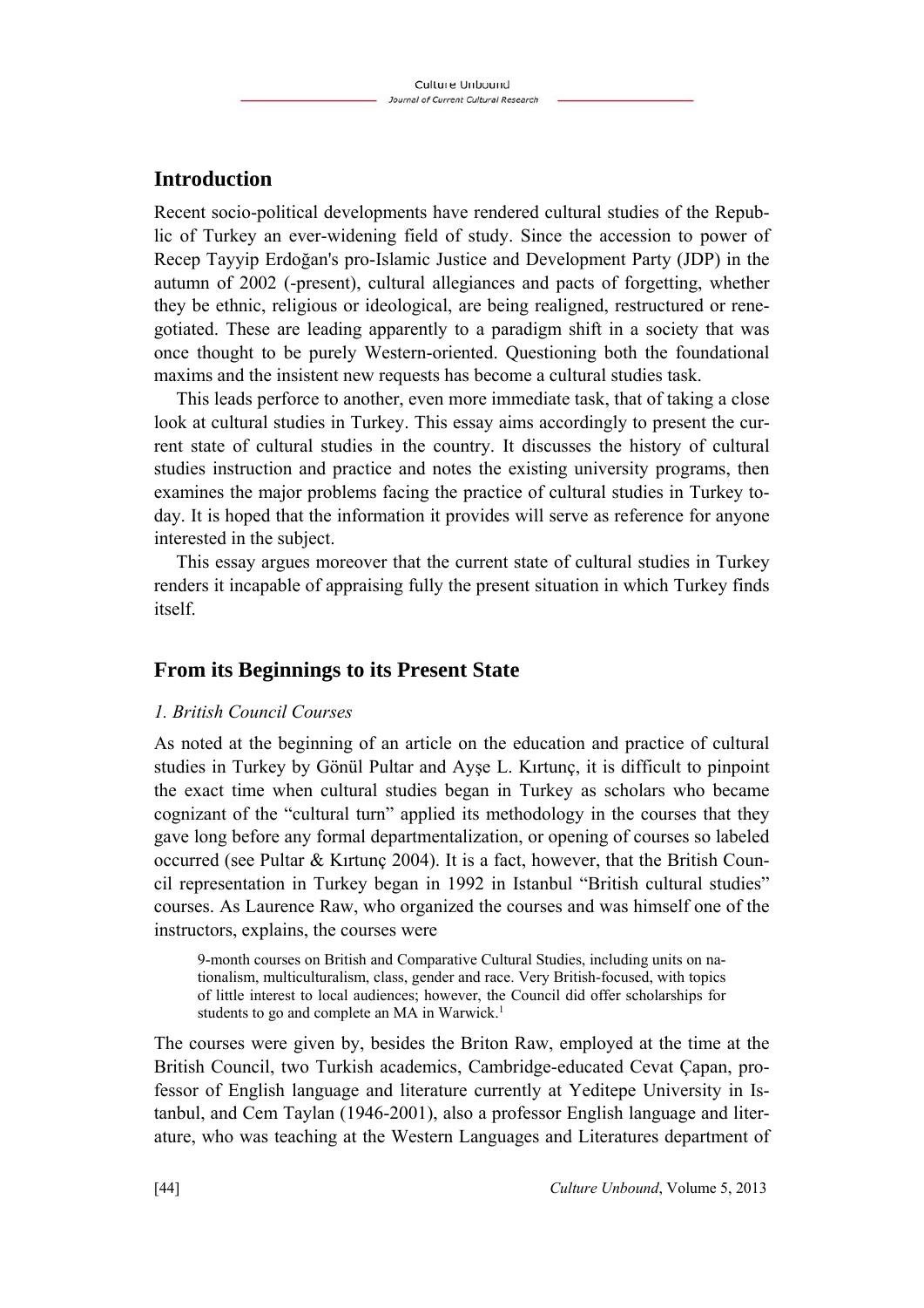## Introduction

Recent socio-political developments have rendered cultural studies of the Republic of Turkey an ever-widening field of study. Since the accession to power of Recep Tayyip Erdoğan's pro-Islamic Justice and Development Party (JDP) in the autumn of 2002 (-present), cultural allegiances and pacts of forgetting, whether they be ethnic, religious or ideological, are being realigned, restructured or renegotiated. These are leading apparently to a paradigm shift in a society that was once thought to be purely Western-oriented. Questioning both the foundational maxims and the insistent new requests has become a cultural studies task.

This leads perforce to another, even more immediate task, that of taking a close look at cultural studies in Turkey. This essay aims accordingly to present the current state of cultural studies in the country. It discusses the history of cultural studies instruction and practice and notes the existing university programs, then examines the major problems facing the practice of cultural studies in Turkey today. It is hoped that the information it provides will serve as reference for anyone interested in the subject.

This essay argues moreover that the current state of cultural studies in Turkey renders it incapable of appraising fully the present situation in which Turkey finds itself.

## From its Beginnings to its Present State

### *1. British Council Courses*

As noted at the beginning of an article on the education and practice of cultural studies in Turkey by Gönül Pultar and Ayşe L. Kırtunç, it is difficult to pinpoint the exact time when cultural studies began in Turkey as scholars who became cognizant of the "cultural turn" applied its methodology in the courses that they gave long before any formal departmentalization, or opening of courses so labeled occurred (see Pultar & Kırtunç 2004). It is a fact, however, that the British Council representation in Turkey began in 1992 in Istanbul "British cultural studies" courses. As Laurence Raw, who organized the courses and was himself one of the instructors, explains, the courses were

> 9-month courses on British and Comparative Cultural Studies, including units on nationalism, multiculturalism, class, gender and race. Very British-focused, with topics of little interest to local audiences; however, the Council did offer scholarships for students to go and complete an MA in Warwick.[1]

The courses were given by, besides the Briton Raw, employed at the time at the British Council, two Turkish academics, Cambridge-educated Cevat Çapan, professor of English language and literature currently at Yeditepe University in Istanbul, and Cem Taylan (1946-2001), also a professor English language and literature, who was teaching at the Western Languages and Literatures department of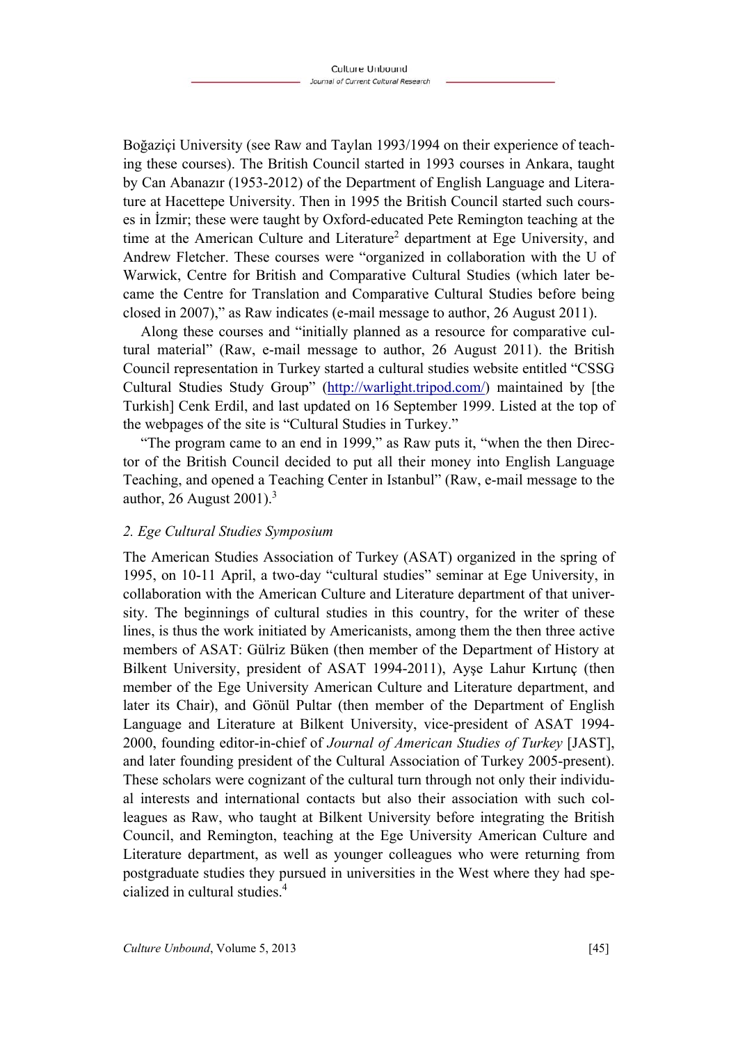Boğaziçi University (see Raw and Taylan 1993/1994 on their experience of teaching these courses). The British Council started in 1993 courses in Ankara, taught by Can Abanazır (1953-2012) of the Department of English Language and Literature at Hacettepe University. Then in 1995 the British Council started such courses in İzmir; these were taught by Oxford-educated Pete Remington teaching at the time at the American Culture and Literature[2] department at Ege University, and Andrew Fletcher. These courses were "organized in collaboration with the U of Warwick, Centre for British and Comparative Cultural Studies (which later became the Centre for Translation and Comparative Cultural Studies before being closed in 2007)," as Raw indicates (e-mail message to author, 26 August 2011).

Along these courses and "initially planned as a resource for comparative cultural material" (Raw, e-mail message to author, 26 August 2011). the British Council representation in Turkey started a cultural studies website entitled "CSSG Cultural Studies Study Group" (http://warlight.tripod.com/) maintained by [the Turkish] Cenk Erdil, and last updated on 16 September 1999. Listed at the top of the webpages of the site is "Cultural Studies in Turkey."

"The program came to an end in 1999," as Raw puts it, "when the then Director of the British Council decided to put all their money into English Language Teaching, and opened a Teaching Center in Istanbul" (Raw, e-mail message to the author, 26 August 2001).[3]

*2. Ege Cultural Studies Symposium*

The American Studies Association of Turkey (ASAT) organized in the spring of 1995, on 10-11 April, a two-day "cultural studies" seminar at Ege University, in collaboration with the American Culture and Literature department of that university. The beginnings of cultural studies in this country, for the writer of these lines, is thus the work initiated by Americanists, among them the then three active members of ASAT: Gülriz Büken (then member of the Department of History at Bilkent University, president of ASAT 1994-2011), Ayşe Lahur Kırtunç (then member of the Ege University American Culture and Literature department, and later its Chair), and Gönül Pultar (then member of the Department of English Language and Literature at Bilkent University, vice-president of ASAT 1994-2000, founding editor-in-chief of *Journal of American Studies of Turkey* [JAST], and later founding president of the Cultural Association of Turkey 2005-present). These scholars were cognizant of the cultural turn through not only their individual interests and international contacts but also their association with such colleagues as Raw, who taught at Bilkent University before integrating the British Council, and Remington, teaching at the Ege University American Culture and Literature department, as well as younger colleagues who were returning from postgraduate studies they pursued in universities in the West where they had specialized in cultural studies.[4]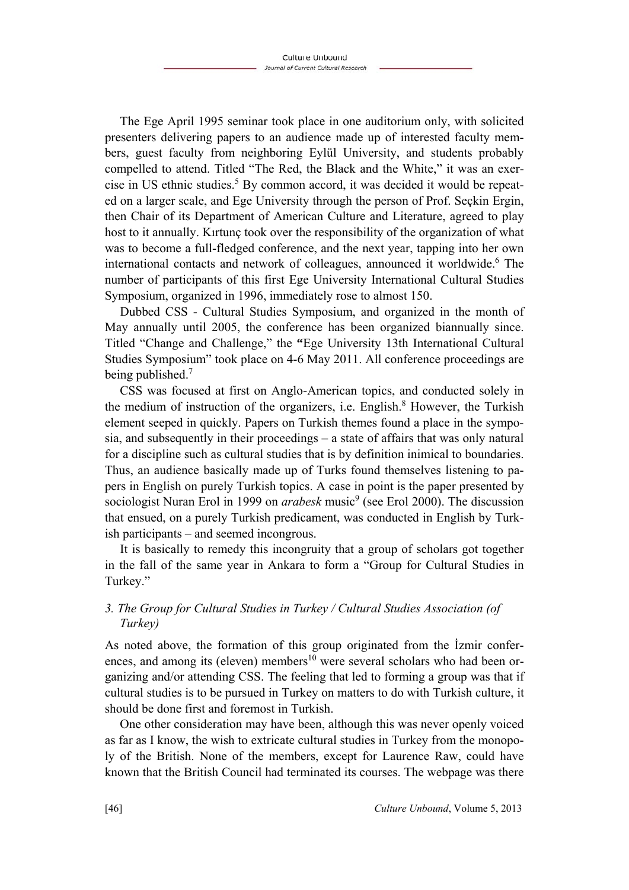The Ege April 1995 seminar took place in one auditorium only, with solicited presenters delivering papers to an audience made up of interested faculty members, guest faculty from neighboring Eylül University, and students probably compelled to attend. Titled "The Red, the Black and the White," it was an exercise in US ethnic studies.[5] By common accord, it was decided it would be repeated on a larger scale, and Ege University through the person of Prof. Seçkin Ergin, then Chair of its Department of American Culture and Literature, agreed to play host to it annually. Kırtunç took over the responsibility of the organization of what was to become a full-fledged conference, and the next year, tapping into her own international contacts and network of colleagues, announced it worldwide.[6] The number of participants of this first Ege University International Cultural Studies Symposium, organized in 1996, immediately rose to almost 150.

Dubbed CSS - Cultural Studies Symposium, and organized in the month of May annually until 2005, the conference has been organized biannually since. Titled "Change and Challenge," the "Ege University 13th International Cultural Studies Symposium" took place on 4-6 May 2011. All conference proceedings are being published.[7]

CSS was focused at first on Anglo-American topics, and conducted solely in the medium of instruction of the organizers, i.e. English.[8] However, the Turkish element seeped in quickly. Papers on Turkish themes found a place in the symposia, and subsequently in their proceedings – a state of affairs that was only natural for a discipline such as cultural studies that is by definition inimical to boundaries. Thus, an audience basically made up of Turks found themselves listening to papers in English on purely Turkish topics. A case in point is the paper presented by sociologist Nuran Erol in 1999 on *arabesk* music[9] (see Erol 2000). The discussion that ensued, on a purely Turkish predicament, was conducted in English by Turkish participants – and seemed incongrous.

It is basically to remedy this incongruity that a group of scholars got together in the fall of the same year in Ankara to form a "Group for Cultural Studies in Turkey."

### *3. The Group for Cultural Studies in Turkey / Cultural Studies Association (of Turkey)*

As noted above, the formation of this group originated from the İzmir conferences, and among its (eleven) members[10] were several scholars who had been organizing and/or attending CSS. The feeling that led to forming a group was that if cultural studies is to be pursued in Turkey on matters to do with Turkish culture, it should be done first and foremost in Turkish.

One other consideration may have been, although this was never openly voiced as far as I know, the wish to extricate cultural studies in Turkey from the monopoly of the British. None of the members, except for Laurence Raw, could have known that the British Council had terminated its courses. The webpage was there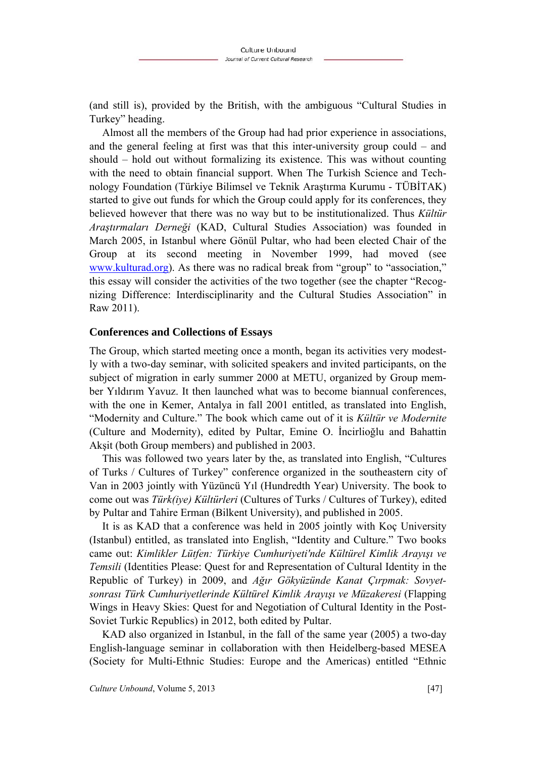(and still is), provided by the British, with the ambiguous "Cultural Studies in Turkey" heading.

Almost all the members of the Group had had prior experience in associations, and the general feeling at first was that this inter-university group could – and should – hold out without formalizing its existence. This was without counting with the need to obtain financial support. When The Turkish Science and Technology Foundation (Türkiye Bilimsel ve Teknik Araştırma Kurumu - TÜBİTAK) started to give out funds for which the Group could apply for its conferences, they believed however that there was no way but to be institutionalized. Thus *Kültür Araştırmaları Derneği* (KAD, Cultural Studies Association) was founded in March 2005, in Istanbul where Gönül Pultar, who had been elected Chair of the Group at its second meeting in November 1999, had moved (see www.kulturad.org). As there was no radical break from "group" to "association," this essay will consider the activities of the two together (see the chapter "Recognizing Difference: Interdisciplinarity and the Cultural Studies Association" in Raw 2011).

## Conferences and Collections of Essays

The Group, which started meeting once a month, began its activities very modestly with a two-day seminar, with solicited speakers and invited participants, on the subject of migration in early summer 2000 at METU, organized by Group member Yıldırım Yavuz. It then launched what was to become biannual conferences, with the one in Kemer, Antalya in fall 2001 entitled, as translated into English, "Modernity and Culture." The book which came out of it is *Kültür ve Modernite* (Culture and Modernity), edited by Pultar, Emine O. İncirlioğlu and Bahattin Akşit (both Group members) and published in 2003.

This was followed two years later by the, as translated into English, "Cultures of Turks / Cultures of Turkey" conference organized in the southeastern city of Van in 2003 jointly with Yüzüncü Yıl (Hundredth Year) University. The book to come out was *Türk(iye) Kültürleri* (Cultures of Turks / Cultures of Turkey), edited by Pultar and Tahire Erman (Bilkent University), and published in 2005.

It is as KAD that a conference was held in 2005 jointly with Koç University (Istanbul) entitled, as translated into English, "Identity and Culture." Two books came out: *Kimlikler Lütfen: Türkiye Cumhuriyeti'nde Kültürel Kimlik Arayışı ve Temsili* (Identities Please: Quest for and Representation of Cultural Identity in the Republic of Turkey) in 2009, and *Ağır Gökyüzünde Kanat Çırpmak: Sovyet-sonrası Türk Cumhuriyetlerinde Kültürel Kimlik Arayışı ve Müzakeresi* (Flapping Wings in Heavy Skies: Quest for and Negotiation of Cultural Identity in the Post-Soviet Turkic Republics) in 2012, both edited by Pultar.

KAD also organized in Istanbul, in the fall of the same year (2005) a two-day English-language seminar in collaboration with then Heidelberg-based MESEA (Society for Multi-Ethnic Studies: Europe and the Americas) entitled "Ethnic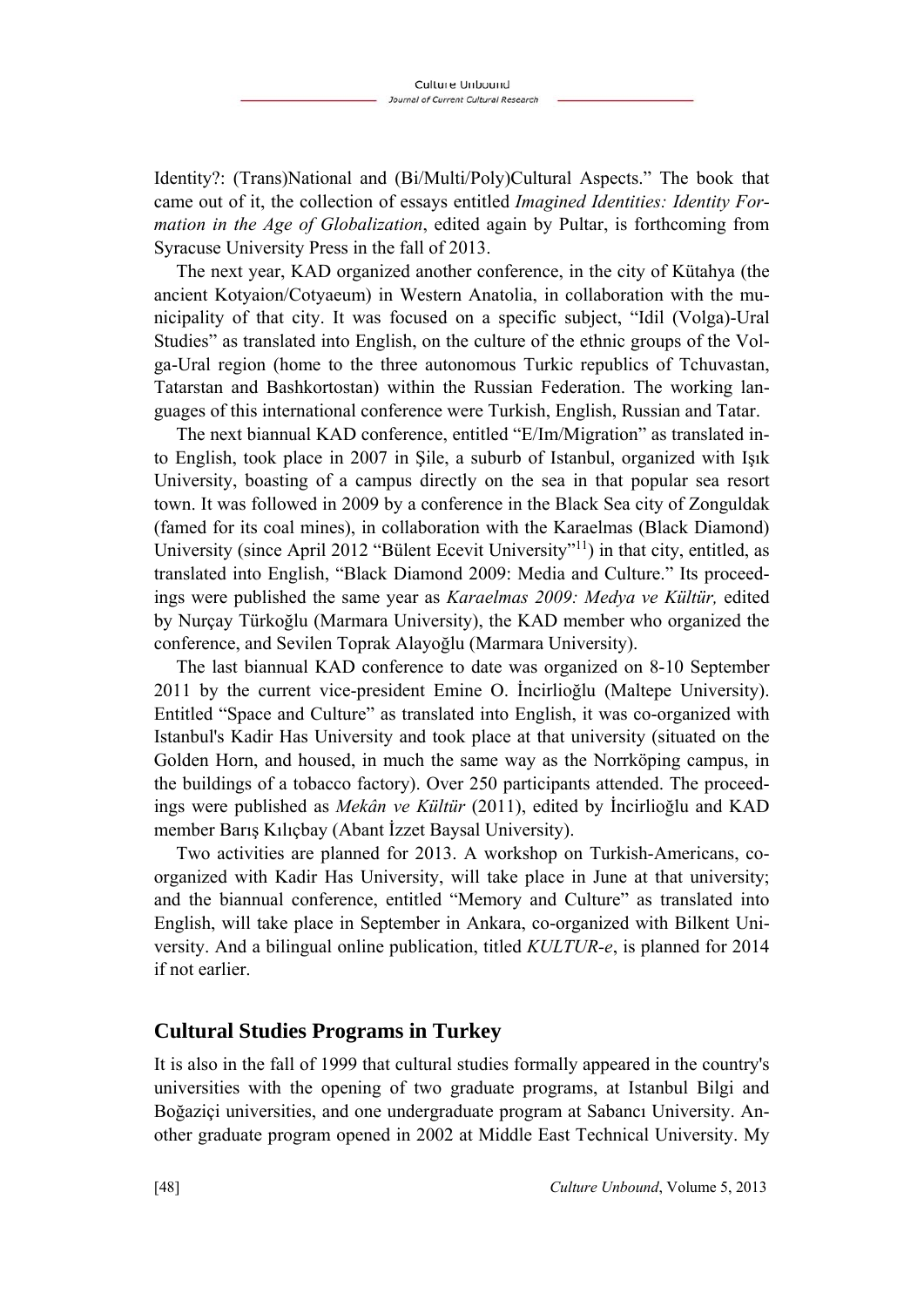Identity?: (Trans)National and (Bi/Multi/Poly)Cultural Aspects." The book that came out of it, the collection of essays entitled *Imagined Identities: Identity Formation in the Age of Globalization*, edited again by Pultar, is forthcoming from Syracuse University Press in the fall of 2013.

The next year, KAD organized another conference, in the city of Kütahya (the ancient Kotyaion/Cotyaeum) in Western Anatolia, in collaboration with the municipality of that city. It was focused on a specific subject, "Idil (Volga)-Ural Studies" as translated into English, on the culture of the ethnic groups of the Volga-Ural region (home to the three autonomous Turkic republics of Tchuvastan, Tatarstan and Bashkortostan) within the Russian Federation. The working languages of this international conference were Turkish, English, Russian and Tatar.

The next biannual KAD conference, entitled "E/Im/Migration" as translated into English, took place in 2007 in Şile, a suburb of Istanbul, organized with Işık University, boasting of a campus directly on the sea in that popular sea resort town. It was followed in 2009 by a conference in the Black Sea city of Zonguldak (famed for its coal mines), in collaboration with the Karaelmas (Black Diamond) University (since April 2012 "Bülent Ecevit University"[11]) in that city, entitled, as translated into English, "Black Diamond 2009: Media and Culture." Its proceedings were published the same year as *Karaelmas 2009: Medya ve Kültür,* edited by Nurçay Türkoğlu (Marmara University), the KAD member who organized the conference, and Sevilen Toprak Alayoğlu (Marmara University).

The last biannual KAD conference to date was organized on 8-10 September 2011 by the current vice-president Emine O. İncirlioğlu (Maltepe University). Entitled "Space and Culture" as translated into English, it was co-organized with Istanbul's Kadir Has University and took place at that university (situated on the Golden Horn, and housed, in much the same way as the Norrköping campus, in the buildings of a tobacco factory). Over 250 participants attended. The proceedings were published as *Mekân ve Kültür* (2011), edited by İncirlioğlu and KAD member Barış Kılıçbay (Abant İzzet Baysal University).

Two activities are planned for 2013. A workshop on Turkish-Americans, co-organized with Kadir Has University, will take place in June at that university; and the biannual conference, entitled "Memory and Culture" as translated into English, will take place in September in Ankara, co-organized with Bilkent University. And a bilingual online publication, titled *KULTUR-e*, is planned for 2014 if not earlier.

## Cultural Studies Programs in Turkey

It is also in the fall of 1999 that cultural studies formally appeared in the country's universities with the opening of two graduate programs, at Istanbul Bilgi and Boğaziçi universities, and one undergraduate program at Sabancı University. Another graduate program opened in 2002 at Middle East Technical University. My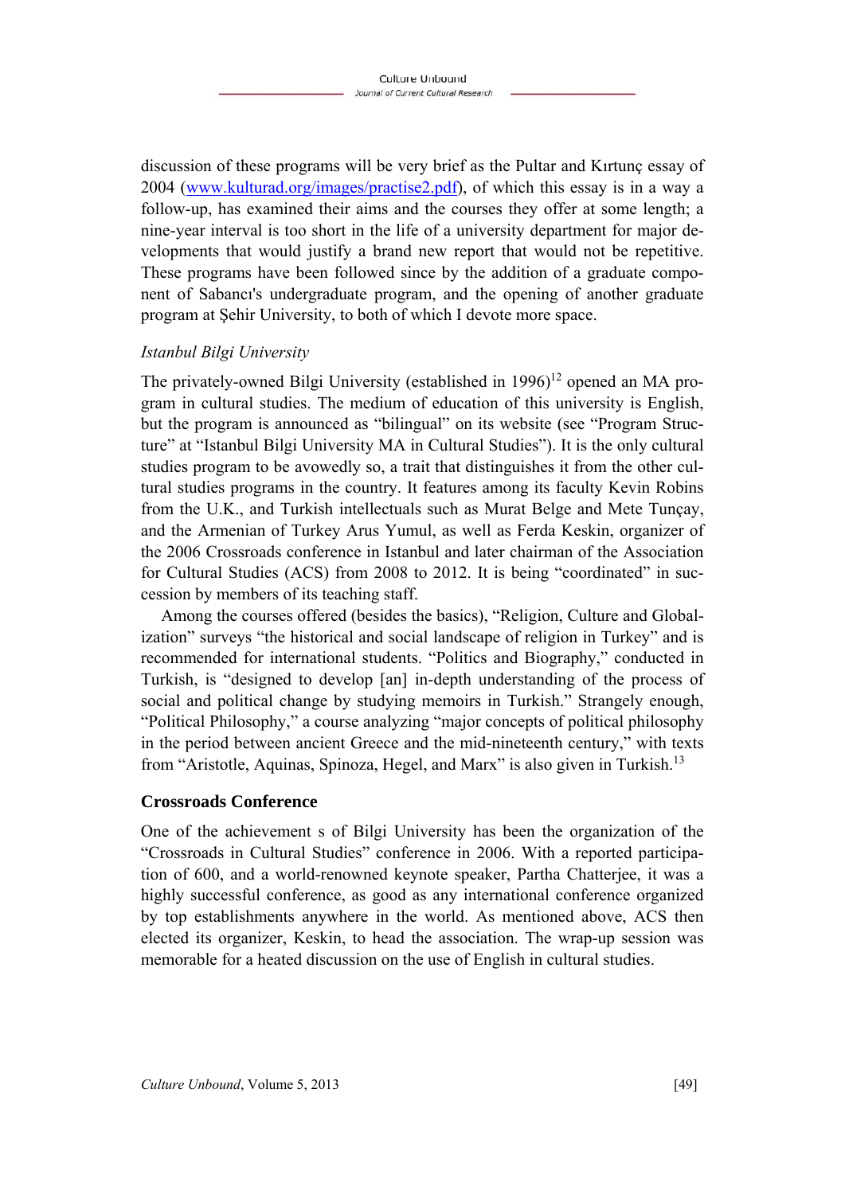discussion of these programs will be very brief as the Pultar and Kırtunç essay of 2004 ([www.kulturad.org/images/practise2.pdf](www.kulturad.org/images/practise2.pdf)), of which this essay is in a way a follow-up, has examined their aims and the courses they offer at some length; a nine-year interval is too short in the life of a university department for major developments that would justify a brand new report that would not be repetitive. These programs have been followed since by the addition of a graduate component of Sabancı's undergraduate program, and the opening of another graduate program at Şehir University, to both of which I devote more space.

*Istanbul Bilgi University*

The privately-owned Bilgi University (established in 1996)[12] opened an MA program in cultural studies. The medium of education of this university is English, but the program is announced as "bilingual" on its website (see "Program Structure" at "Istanbul Bilgi University MA in Cultural Studies"). It is the only cultural studies program to be avowedly so, a trait that distinguishes it from the other cultural studies programs in the country. It features among its faculty Kevin Robins from the U.K., and Turkish intellectuals such as Murat Belge and Mete Tunçay, and the Armenian of Turkey Arus Yumul, as well as Ferda Keskin, organizer of the 2006 Crossroads conference in Istanbul and later chairman of the Association for Cultural Studies (ACS) from 2008 to 2012. It is being "coordinated" in succession by members of its teaching staff.

Among the courses offered (besides the basics), "Religion, Culture and Globalization" surveys "the historical and social landscape of religion in Turkey" and is recommended for international students. "Politics and Biography," conducted in Turkish, is "designed to develop [an] in-depth understanding of the process of social and political change by studying memoirs in Turkish." Strangely enough, "Political Philosophy," a course analyzing "major concepts of political philosophy in the period between ancient Greece and the mid-nineteenth century," with texts from "Aristotle, Aquinas, Spinoza, Hegel, and Marx" is also given in Turkish.[13]

**Crossroads Conference**

One of the achievement s of Bilgi University has been the organization of the "Crossroads in Cultural Studies" conference in 2006. With a reported participation of 600, and a world-renowned keynote speaker, Partha Chatterjee, it was a highly successful conference, as good as any international conference organized by top establishments anywhere in the world. As mentioned above, ACS then elected its organizer, Keskin, to head the association. The wrap-up session was memorable for a heated discussion on the use of English in cultural studies.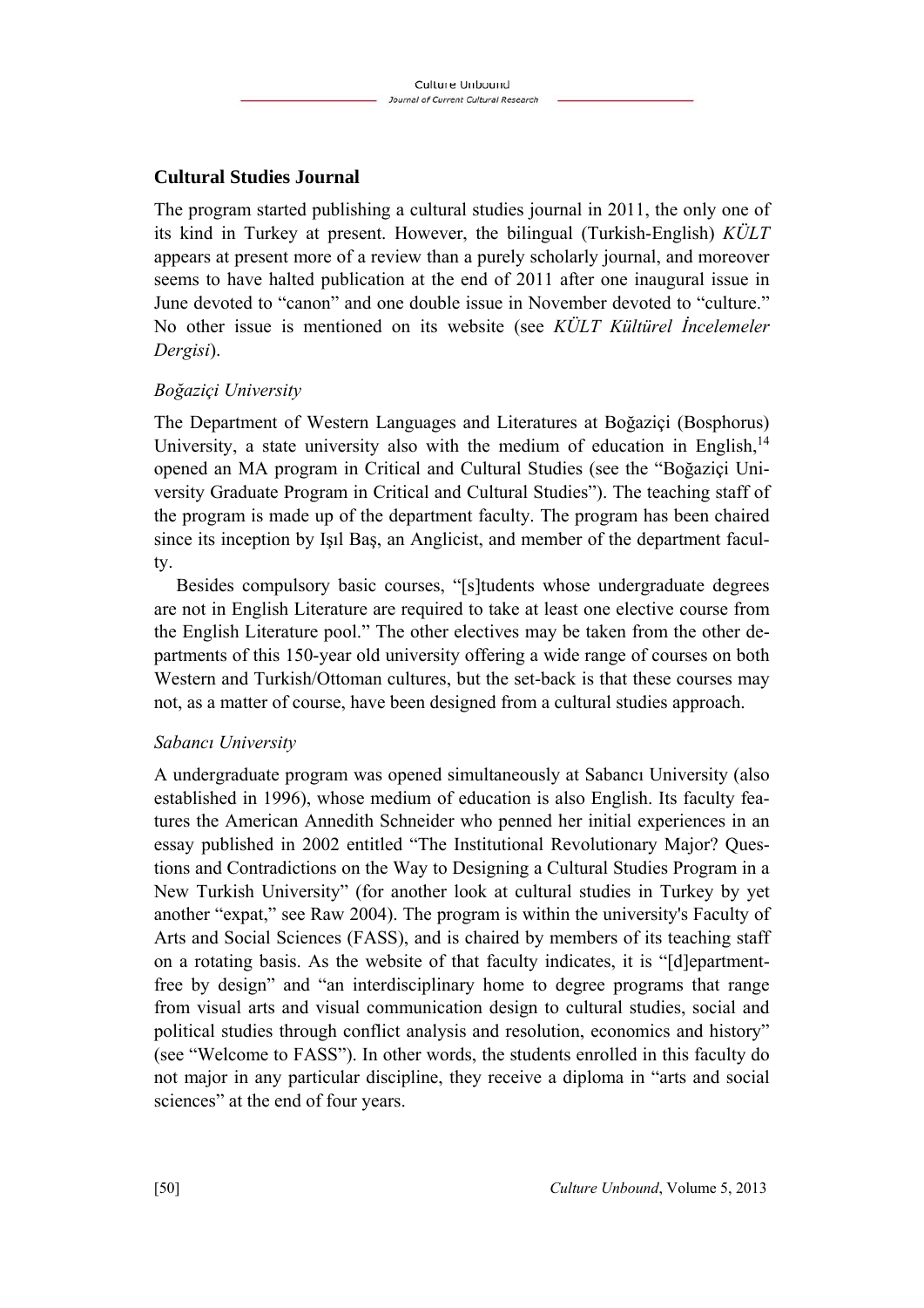### Cultural Studies Journal

The program started publishing a cultural studies journal in 2011, the only one of its kind in Turkey at present. However, the bilingual (Turkish-English) *KÜLT* appears at present more of a review than a purely scholarly journal, and moreover seems to have halted publication at the end of 2011 after one inaugural issue in June devoted to "canon" and one double issue in November devoted to "culture." No other issue is mentioned on its website (see *KÜLT Kültürel İncelemeler Dergisi*).

*Boğaziçi University*

The Department of Western Languages and Literatures at Boğaziçi (Bosphorus) University, a state university also with the medium of education in English,[14] opened an MA program in Critical and Cultural Studies (see the "Boğaziçi University Graduate Program in Critical and Cultural Studies"). The teaching staff of the program is made up of the department faculty. The program has been chaired since its inception by Işıl Baş, an Anglicist, and member of the department faculty.

Besides compulsory basic courses, "[s]tudents whose undergraduate degrees are not in English Literature are required to take at least one elective course from the English Literature pool." The other electives may be taken from the other departments of this 150-year old university offering a wide range of courses on both Western and Turkish/Ottoman cultures, but the set-back is that these courses may not, as a matter of course, have been designed from a cultural studies approach.

*Sabancı University*

A undergraduate program was opened simultaneously at Sabancı University (also established in 1996), whose medium of education is also English. Its faculty features the American Annedith Schneider who penned her initial experiences in an essay published in 2002 entitled "The Institutional Revolutionary Major? Questions and Contradictions on the Way to Designing a Cultural Studies Program in a New Turkish University" (for another look at cultural studies in Turkey by yet another "expat," see Raw 2004). The program is within the university's Faculty of Arts and Social Sciences (FASS), and is chaired by members of its teaching staff on a rotating basis. As the website of that faculty indicates, it is "[d]epartment-free by design" and "an interdisciplinary home to degree programs that range from visual arts and visual communication design to cultural studies, social and political studies through conflict analysis and resolution, economics and history" (see "Welcome to FASS"). In other words, the students enrolled in this faculty do not major in any particular discipline, they receive a diploma in "arts and social sciences" at the end of four years.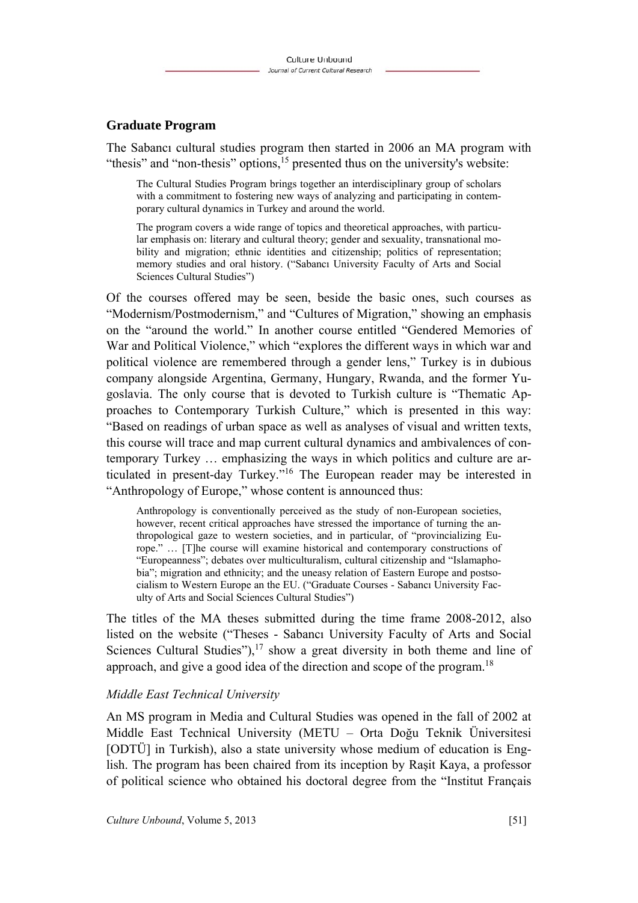## Graduate Program

The Sabancı cultural studies program then started in 2006 an MA program with “thesis” and “non-thesis” options,[15] presented thus on the university's website:

> The Cultural Studies Program brings together an interdisciplinary group of scholars with a commitment to fostering new ways of analyzing and participating in contemporary cultural dynamics in Turkey and around the world.
>
> The program covers a wide range of topics and theoretical approaches, with particular emphasis on: literary and cultural theory; gender and sexuality, transnational mobility and migration; ethnic identities and citizenship; politics of representation; memory studies and oral history. (“Sabancı University Faculty of Arts and Social Sciences Cultural Studies”)

Of the courses offered may be seen, beside the basic ones, such courses as “Modernism/Postmodernism,” and “Cultures of Migration,” showing an emphasis on the “around the world.” In another course entitled “Gendered Memories of War and Political Violence,” which “explores the different ways in which war and political violence are remembered through a gender lens,” Turkey is in dubious company alongside Argentina, Germany, Hungary, Rwanda, and the former Yugoslavia. The only course that is devoted to Turkish culture is “Thematic Approaches to Contemporary Turkish Culture,” which is presented in this way: “Based on readings of urban space as well as analyses of visual and written texts, this course will trace and map current cultural dynamics and ambivalences of contemporary Turkey … emphasizing the ways in which politics and culture are articulated in present-day Turkey.”[16] The European reader may be interested in “Anthropology of Europe,” whose content is announced thus:

> Anthropology is conventionally perceived as the study of non-European societies, however, recent critical approaches have stressed the importance of turning the anthropological gaze to western societies, and in particular, of “provincializing Europe.” … [T]he course will examine historical and contemporary constructions of “Europeanness”; debates over multiculturalism, cultural citizenship and “Islamaphobia”; migration and ethnicity; and the uneasy relation of Eastern Europe and postsocialism to Western Europe an the EU. (“Graduate Courses - Sabancı University Faculty of Arts and Social Sciences Cultural Studies”)

The titles of the MA theses submitted during the time frame 2008-2012, also listed on the website (“Theses - Sabancı University Faculty of Arts and Social Sciences Cultural Studies”),[17] show a great diversity in both theme and line of approach, and give a good idea of the direction and scope of the program.[18]

### *Middle East Technical University*

An MS program in Media and Cultural Studies was opened in the fall of 2002 at Middle East Technical University (METU – Orta Doğu Teknik Üniversitesi [ODTÜ] in Turkish), also a state university whose medium of education is English. The program has been chaired from its inception by Raşit Kaya, a professor of political science who obtained his doctoral degree from the “Institut Français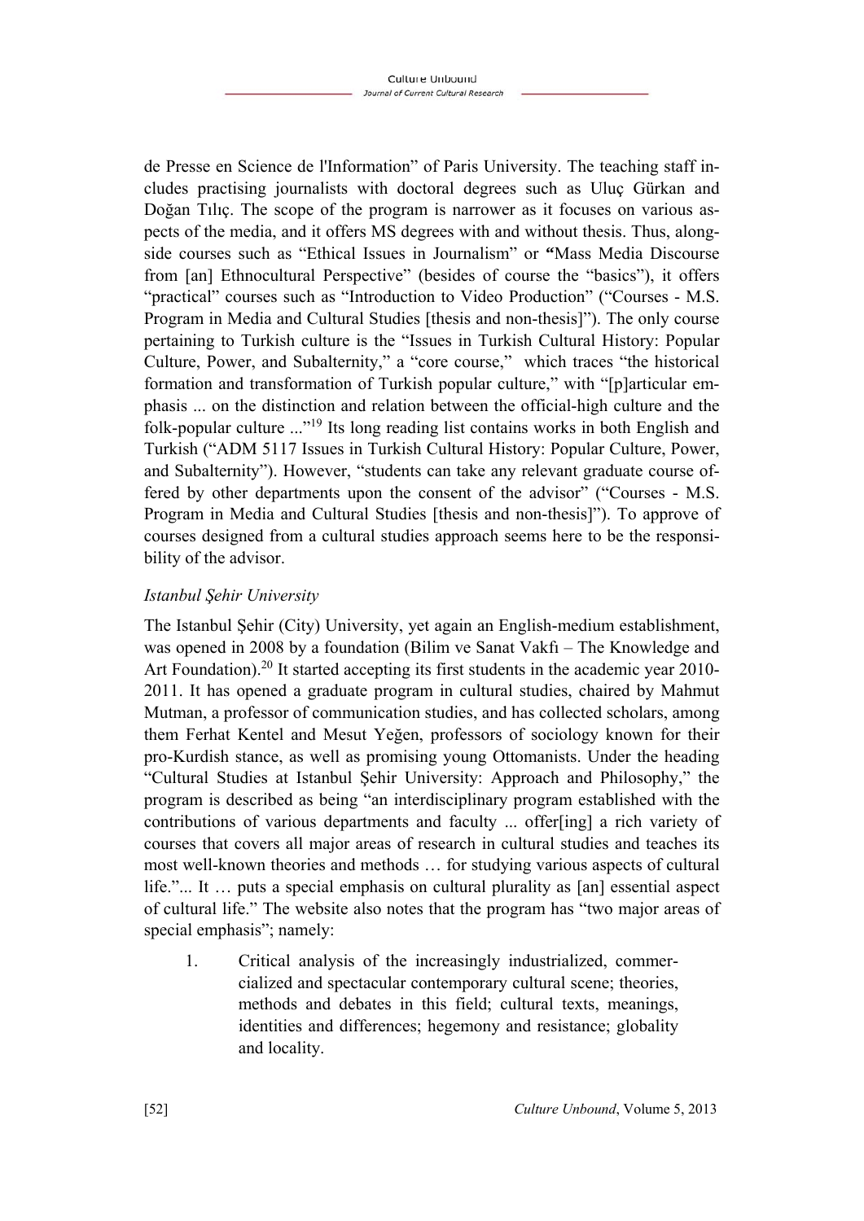de Presse en Science de l'Information" of Paris University. The teaching staff includes practising journalists with doctoral degrees such as Uluç Gürkan and Doğan Tılıç. The scope of the program is narrower as it focuses on various aspects of the media, and it offers MS degrees with and without thesis. Thus, alongside courses such as "Ethical Issues in Journalism" or "Mass Media Discourse from [an] Ethnocultural Perspective" (besides of course the "basics"), it offers "practical" courses such as "Introduction to Video Production" ("Courses - M.S. Program in Media and Cultural Studies [thesis and non-thesis]"). The only course pertaining to Turkish culture is the "Issues in Turkish Cultural History: Popular Culture, Power, and Subalternity," a "core course," which traces "the historical formation and transformation of Turkish popular culture," with "[p]articular emphasis ... on the distinction and relation between the official-high culture and the folk-popular culture ..."[19] Its long reading list contains works in both English and Turkish ("ADM 5117 Issues in Turkish Cultural History: Popular Culture, Power, and Subalternity"). However, "students can take any relevant graduate course offered by other departments upon the consent of the advisor" ("Courses - M.S. Program in Media and Cultural Studies [thesis and non-thesis]"). To approve of courses designed from a cultural studies approach seems here to be the responsibility of the advisor.

*Istanbul Şehir University*

The Istanbul Şehir (City) University, yet again an English-medium establishment, was opened in 2008 by a foundation (Bilim ve Sanat Vakfı – The Knowledge and Art Foundation).[20] It started accepting its first students in the academic year 2010-2011. It has opened a graduate program in cultural studies, chaired by Mahmut Mutman, a professor of communication studies, and has collected scholars, among them Ferhat Kentel and Mesut Yeğen, professors of sociology known for their pro-Kurdish stance, as well as promising young Ottomanists. Under the heading "Cultural Studies at Istanbul Şehir University: Approach and Philosophy," the program is described as being "an interdisciplinary program established with the contributions of various departments and faculty ... offer[ing] a rich variety of courses that covers all major areas of research in cultural studies and teaches its most well-known theories and methods … for studying various aspects of cultural life."... It … puts a special emphasis on cultural plurality as [an] essential aspect of cultural life." The website also notes that the program has "two major areas of special emphasis"; namely:

1. Critical analysis of the increasingly industrialized, commercialized and spectacular contemporary cultural scene; theories, methods and debates in this field; cultural texts, meanings, identities and differences; hegemony and resistance; globality and locality.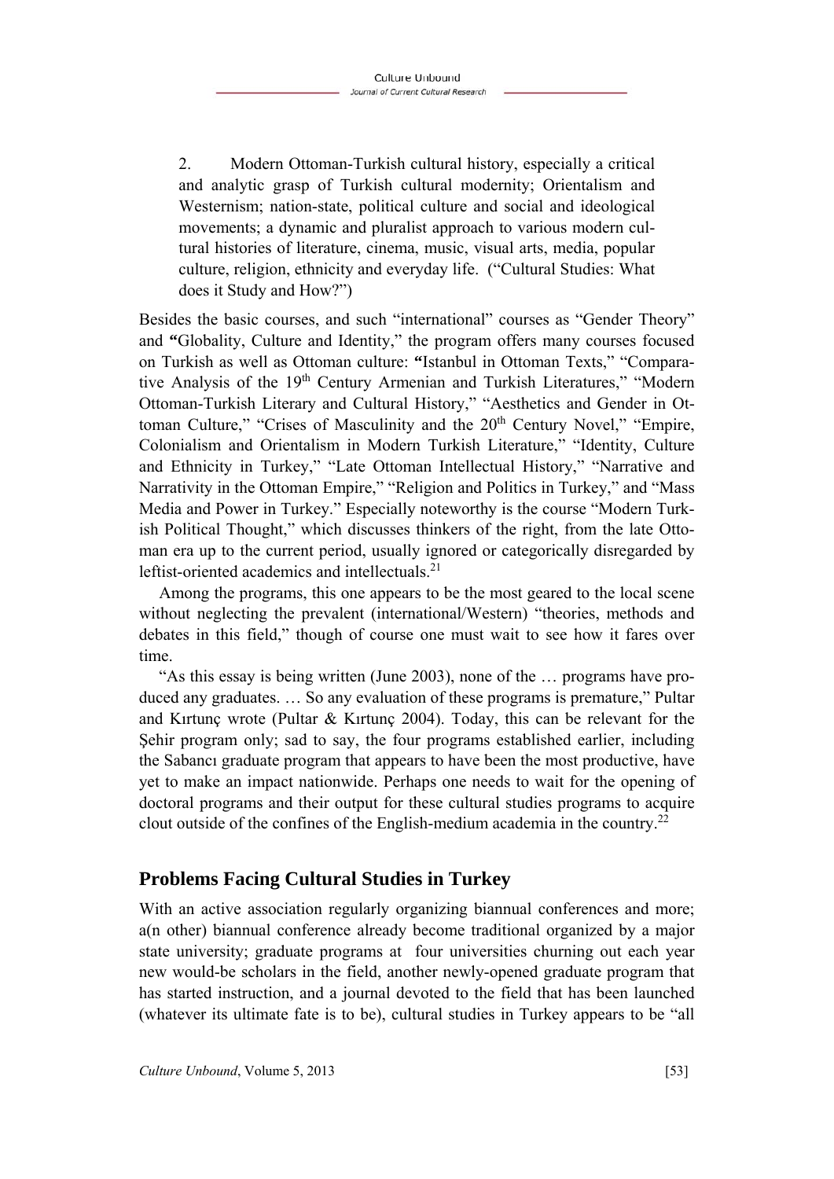2. Modern Ottoman-Turkish cultural history, especially a critical and analytic grasp of Turkish cultural modernity; Orientalism and Westernism; nation-state, political culture and social and ideological movements; a dynamic and pluralist approach to various modern cultural histories of literature, cinema, music, visual arts, media, popular culture, religion, ethnicity and everyday life. ("Cultural Studies: What does it Study and How?")

Besides the basic courses, and such "international" courses as "Gender Theory" and **"**Globality, Culture and Identity," the program offers many courses focused on Turkish as well as Ottoman culture: **"**Istanbul in Ottoman Texts," "Comparative Analysis of the 19th Century Armenian and Turkish Literatures," "Modern Ottoman-Turkish Literary and Cultural History," "Aesthetics and Gender in Ottoman Culture," "Crises of Masculinity and the 20th Century Novel," "Empire, Colonialism and Orientalism in Modern Turkish Literature," "Identity, Culture and Ethnicity in Turkey," "Late Ottoman Intellectual History," "Narrative and Narrativity in the Ottoman Empire," "Religion and Politics in Turkey," and "Mass Media and Power in Turkey." Especially noteworthy is the course "Modern Turkish Political Thought," which discusses thinkers of the right, from the late Ottoman era up to the current period, usually ignored or categorically disregarded by leftist-oriented academics and intellectuals.[21]

Among the programs, this one appears to be the most geared to the local scene without neglecting the prevalent (international/Western) "theories, methods and debates in this field," though of course one must wait to see how it fares over time.

"As this essay is being written (June 2003), none of the … programs have produced any graduates. … So any evaluation of these programs is premature," Pultar and Kırtunç wrote (Pultar & Kırtunç 2004). Today, this can be relevant for the Şehir program only; sad to say, the four programs established earlier, including the Sabancı graduate program that appears to have been the most productive, have yet to make an impact nationwide. Perhaps one needs to wait for the opening of doctoral programs and their output for these cultural studies programs to acquire clout outside of the confines of the English-medium academia in the country.[22]

## Problems Facing Cultural Studies in Turkey

With an active association regularly organizing biannual conferences and more; a(n other) biannual conference already become traditional organized by a major state university; graduate programs at four universities churning out each year new would-be scholars in the field, another newly-opened graduate program that has started instruction, and a journal devoted to the field that has been launched (whatever its ultimate fate is to be), cultural studies in Turkey appears to be "all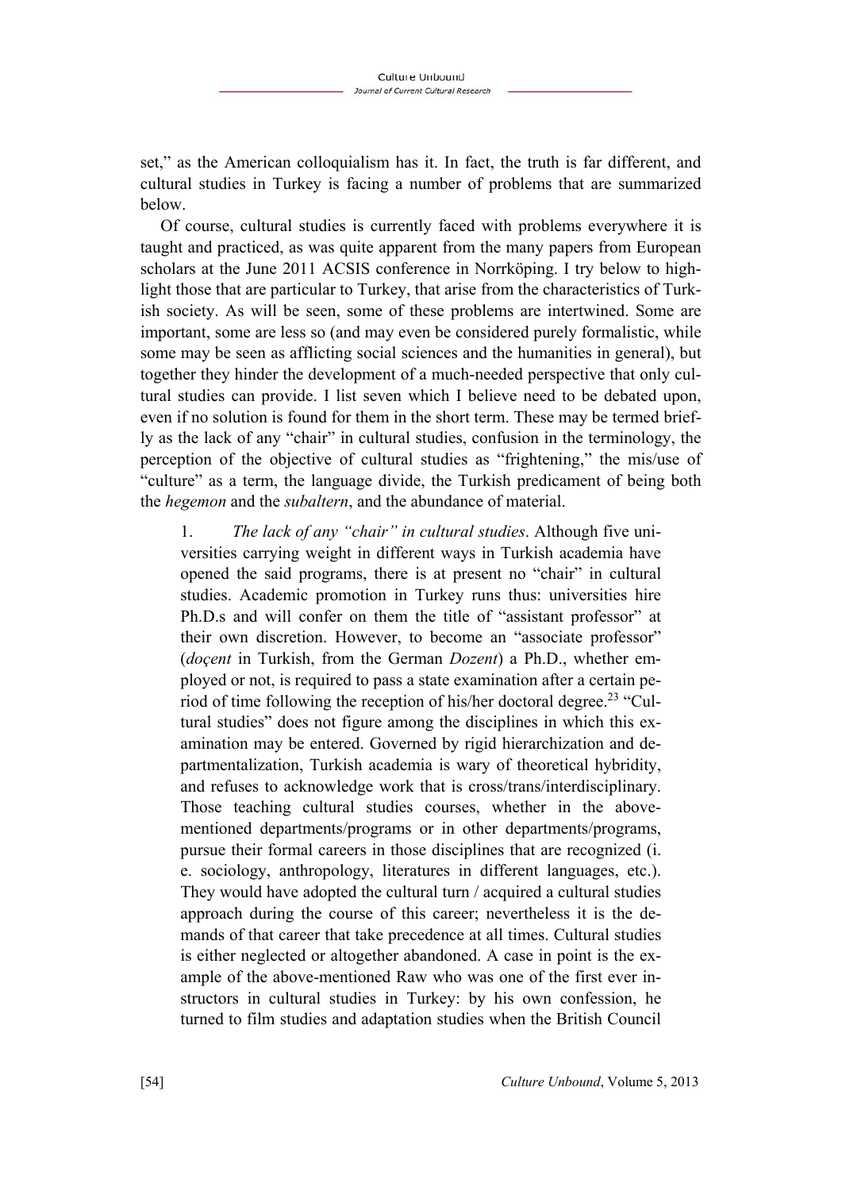set," as the American colloquialism has it. In fact, the truth is far different, and cultural studies in Turkey is facing a number of problems that are summarized below.

Of course, cultural studies is currently faced with problems everywhere it is taught and practiced, as was quite apparent from the many papers from European scholars at the June 2011 ACSIS conference in Norrköping. I try below to highlight those that are particular to Turkey, that arise from the characteristics of Turkish society. As will be seen, some of these problems are intertwined. Some are important, some are less so (and may even be considered purely formalistic, while some may be seen as afflicting social sciences and the humanities in general), but together they hinder the development of a much-needed perspective that only cultural studies can provide. I list seven which I believe need to be debated upon, even if no solution is found for them in the short term. These may be termed briefly as the lack of any "chair" in cultural studies, confusion in the terminology, the perception of the objective of cultural studies as "frightening," the mis/use of "culture" as a term, the language divide, the Turkish predicament of being both the *hegemon* and the *subaltern*, and the abundance of material.

> 1. *The lack of any "chair" in cultural studies*. Although five universities carrying weight in different ways in Turkish academia have opened the said programs, there is at present no "chair" in cultural studies. Academic promotion in Turkey runs thus: universities hire Ph.D.s and will confer on them the title of "assistant professor" at their own discretion. However, to become an "associate professor" (*doçent* in Turkish, from the German *Dozent*) a Ph.D., whether employed or not, is required to pass a state examination after a certain period of time following the reception of his/her doctoral degree.[23] "Cultural studies" does not figure among the disciplines in which this examination may be entered. Governed by rigid hierarchization and departmentalization, Turkish academia is wary of theoretical hybridity, and refuses to acknowledge work that is cross/trans/interdisciplinary. Those teaching cultural studies courses, whether in the above-mentioned departments/programs or in other departments/programs, pursue their formal careers in those disciplines that are recognized (i. e. sociology, anthropology, literatures in different languages, etc.). They would have adopted the cultural turn / acquired a cultural studies approach during the course of this career; nevertheless it is the demands of that career that take precedence at all times. Cultural studies is either neglected or altogether abandoned. A case in point is the example of the above-mentioned Raw who was one of the first ever instructors in cultural studies in Turkey: by his own confession, he turned to film studies and adaptation studies when the British Council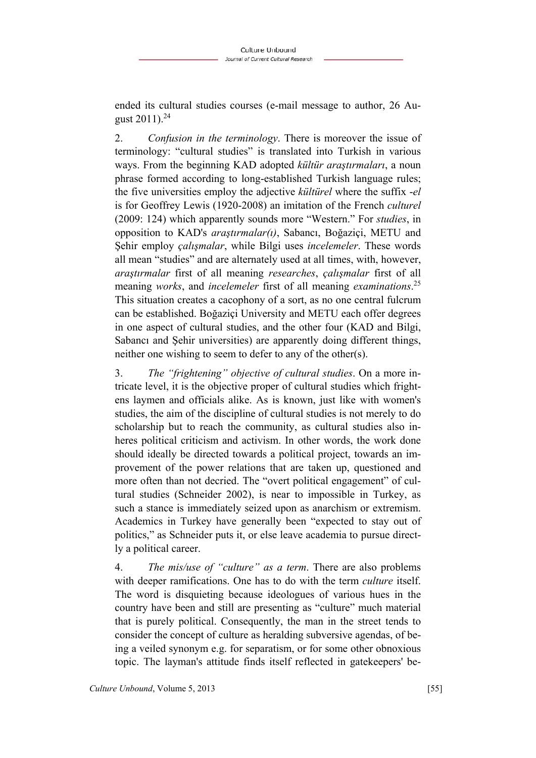ended its cultural studies courses (e-mail message to author, 26 August 2011).[24]

2. *Confusion in the terminology*. There is moreover the issue of terminology: "cultural studies" is translated into Turkish in various ways. From the beginning KAD adopted *kültür araştırmaları*, a noun phrase formed according to long-established Turkish language rules; the five universities employ the adjective *kültürel* where the suffix *-el* is for Geoffrey Lewis (1920-2008) an imitation of the French *culturel* (2009: 124) which apparently sounds more "Western." For *studies*, in opposition to KAD's *araştırmalar(ı)*, Sabancı, Boğaziçi, METU and Şehir employ *çalışmalar*, while Bilgi uses *incelemeler*. These words all mean "studies" and are alternately used at all times, with, however, *araştırmalar* first of all meaning *researches*, *çalışmalar* first of all meaning *works*, and *incelemeler* first of all meaning *examinations*.[25] This situation creates a cacophony of a sort, as no one central fulcrum can be established. Boğaziçi University and METU each offer degrees in one aspect of cultural studies, and the other four (KAD and Bilgi, Sabancı and Şehir universities) are apparently doing different things, neither one wishing to seem to defer to any of the other(s).

3. *The "frightening" objective of cultural studies*. On a more intricate level, it is the objective proper of cultural studies which frightens laymen and officials alike. As is known, just like with women's studies, the aim of the discipline of cultural studies is not merely to do scholarship but to reach the community, as cultural studies also inheres political criticism and activism. In other words, the work done should ideally be directed towards a political project, towards an improvement of the power relations that are taken up, questioned and more often than not decried. The "overt political engagement" of cultural studies (Schneider 2002), is near to impossible in Turkey, as such a stance is immediately seized upon as anarchism or extremism. Academics in Turkey have generally been "expected to stay out of politics," as Schneider puts it, or else leave academia to pursue directly a political career.

4. *The mis/use of "culture" as a term*. There are also problems with deeper ramifications. One has to do with the term *culture* itself. The word is disquieting because ideologues of various hues in the country have been and still are presenting as "culture" much material that is purely political. Consequently, the man in the street tends to consider the concept of culture as heralding subversive agendas, of being a veiled synonym e.g. for separatism, or for some other obnoxious topic. The layman's attitude finds itself reflected in gatekeepers' be-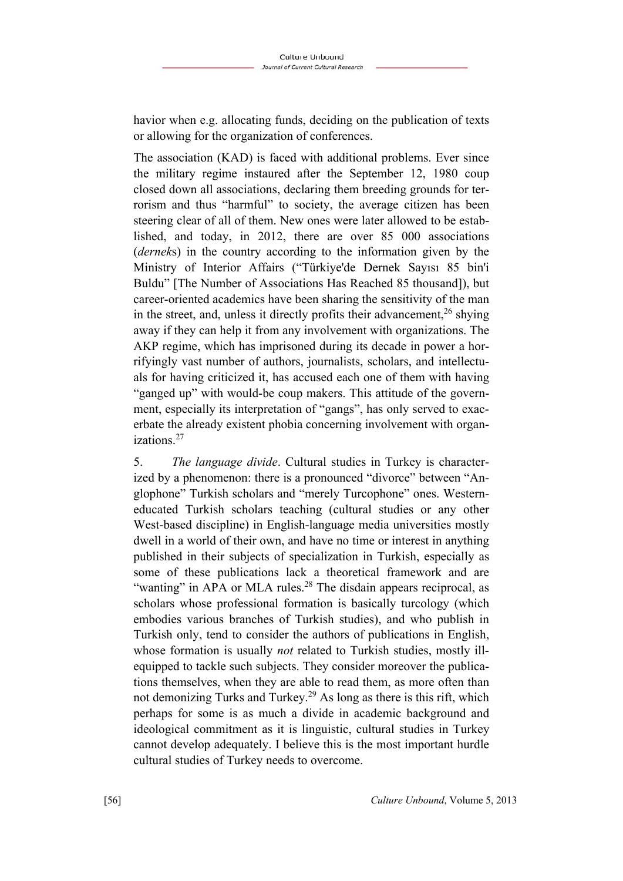havior when e.g. allocating funds, deciding on the publication of texts or allowing for the organization of conferences.

The association (KAD) is faced with additional problems. Ever since the military regime instaured after the September 12, 1980 coup closed down all associations, declaring them breeding grounds for terrorism and thus "harmful" to society, the average citizen has been steering clear of all of them. New ones were later allowed to be established, and today, in 2012, there are over 85 000 associations (*dernek*s) in the country according to the information given by the Ministry of Interior Affairs ("Türkiye'de Dernek Sayısı 85 bin'i Buldu" [The Number of Associations Has Reached 85 thousand]), but career-oriented academics have been sharing the sensitivity of the man in the street, and, unless it directly profits their advancement,[26] shying away if they can help it from any involvement with organizations. The AKP regime, which has imprisoned during its decade in power a horrifyingly vast number of authors, journalists, scholars, and intellectuals for having criticized it, has accused each one of them with having "ganged up" with would-be coup makers. This attitude of the government, especially its interpretation of "gangs", has only served to exacerbate the already existent phobia concerning involvement with organizations.[27]

5. *The language divide*. Cultural studies in Turkey is characterized by a phenomenon: there is a pronounced "divorce" between "Anglophone" Turkish scholars and "merely Turcophone" ones. Western-educated Turkish scholars teaching (cultural studies or any other West-based discipline) in English-language media universities mostly dwell in a world of their own, and have no time or interest in anything published in their subjects of specialization in Turkish, especially as some of these publications lack a theoretical framework and are "wanting" in APA or MLA rules.[28] The disdain appears reciprocal, as scholars whose professional formation is basically turcology (which embodies various branches of Turkish studies), and who publish in Turkish only, tend to consider the authors of publications in English, whose formation is usually *not* related to Turkish studies, mostly ill-equipped to tackle such subjects. They consider moreover the publications themselves, when they are able to read them, as more often than not demonizing Turks and Turkey.[29] As long as there is this rift, which perhaps for some is as much a divide in academic background and ideological commitment as it is linguistic, cultural studies in Turkey cannot develop adequately. I believe this is the most important hurdle cultural studies of Turkey needs to overcome.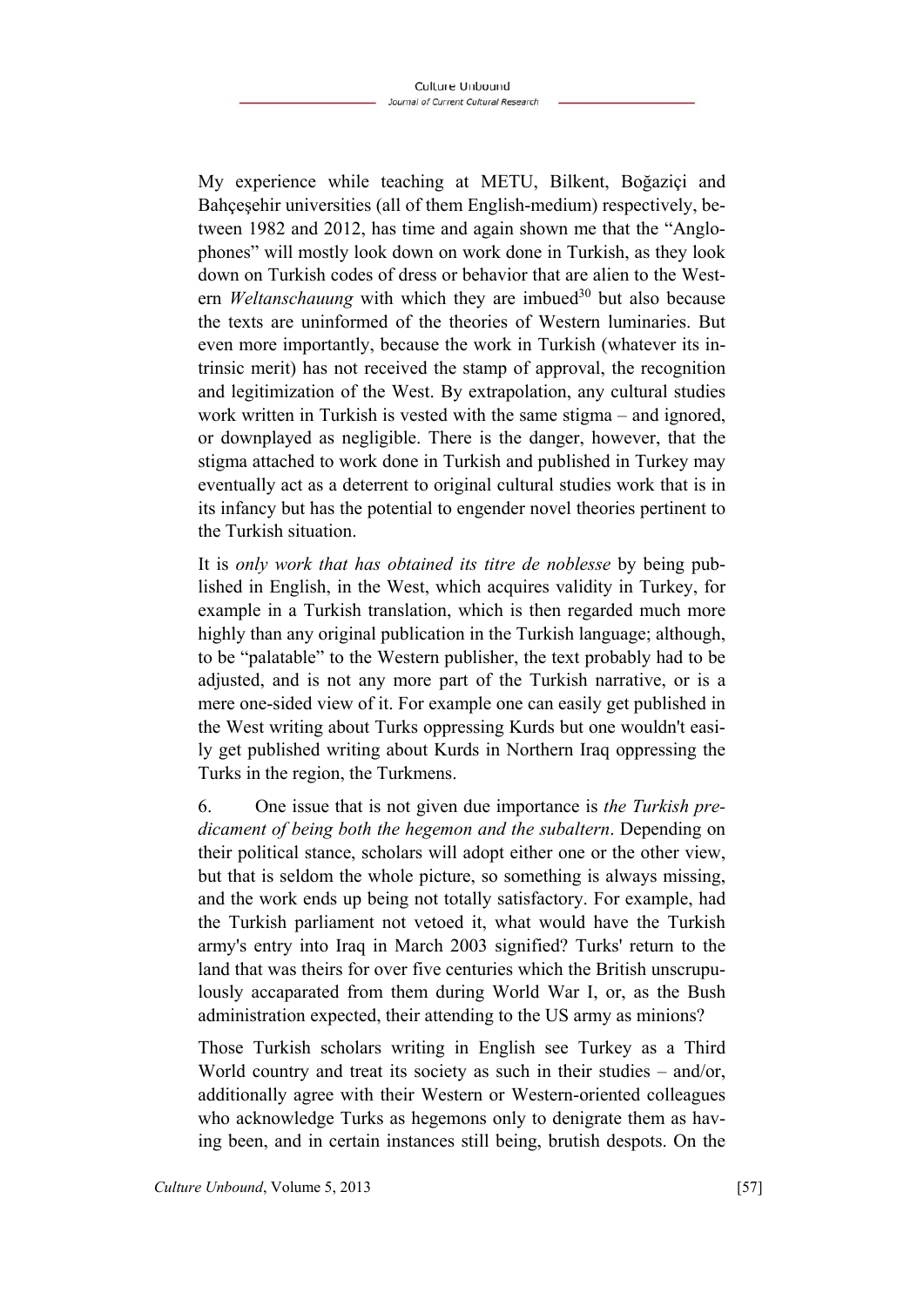My experience while teaching at METU, Bilkent, Boğaziçi and Bahçeşehir universities (all of them English-medium) respectively, between 1982 and 2012, has time and again shown me that the "Anglophones" will mostly look down on work done in Turkish, as they look down on Turkish codes of dress or behavior that are alien to the Western *Weltanschauung* with which they are imbued[30] but also because the texts are uninformed of the theories of Western luminaries. But even more importantly, because the work in Turkish (whatever its intrinsic merit) has not received the stamp of approval, the recognition and legitimization of the West. By extrapolation, any cultural studies work written in Turkish is vested with the same stigma – and ignored, or downplayed as negligible. There is the danger, however, that the stigma attached to work done in Turkish and published in Turkey may eventually act as a deterrent to original cultural studies work that is in its infancy but has the potential to engender novel theories pertinent to the Turkish situation.

It is *only work that has obtained its titre de noblesse* by being published in English, in the West, which acquires validity in Turkey, for example in a Turkish translation, which is then regarded much more highly than any original publication in the Turkish language; although, to be "palatable" to the Western publisher, the text probably had to be adjusted, and is not any more part of the Turkish narrative, or is a mere one-sided view of it. For example one can easily get published in the West writing about Turks oppressing Kurds but one wouldn't easily get published writing about Kurds in Northern Iraq oppressing the Turks in the region, the Turkmens.

6. One issue that is not given due importance is *the Turkish predicament of being both the hegemon and the subaltern*. Depending on their political stance, scholars will adopt either one or the other view, but that is seldom the whole picture, so something is always missing, and the work ends up being not totally satisfactory. For example, had the Turkish parliament not vetoed it, what would have the Turkish army's entry into Iraq in March 2003 signified? Turks' return to the land that was theirs for over five centuries which the British unscrupulously accaparated from them during World War I, or, as the Bush administration expected, their attending to the US army as minions?

Those Turkish scholars writing in English see Turkey as a Third World country and treat its society as such in their studies – and/or, additionally agree with their Western or Western-oriented colleagues who acknowledge Turks as hegemons only to denigrate them as having been, and in certain instances still being, brutish despots. On the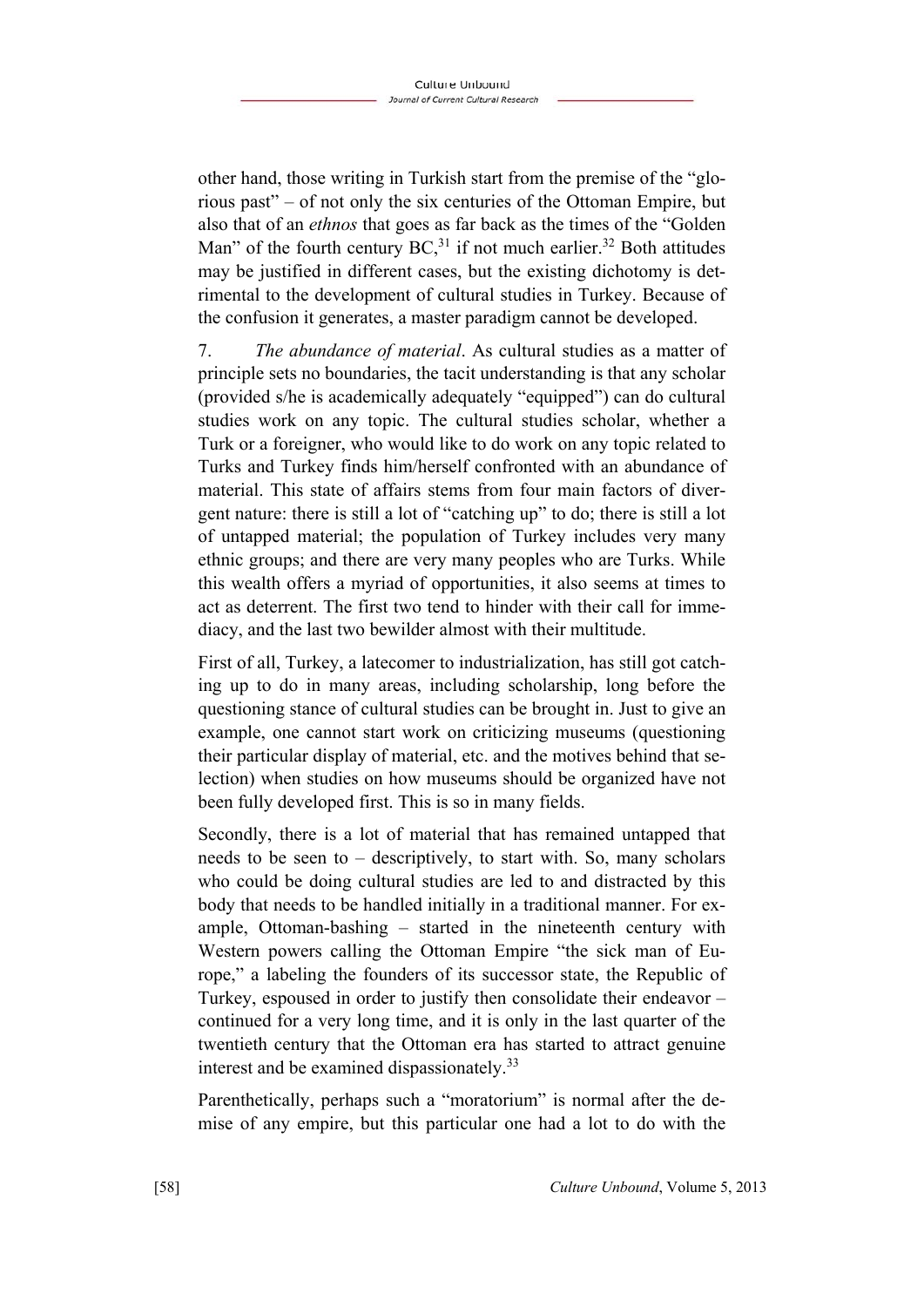other hand, those writing in Turkish start from the premise of the "glorious past" – of not only the six centuries of the Ottoman Empire, but also that of an *ethnos* that goes as far back as the times of the "Golden Man" of the fourth century BC,[31] if not much earlier.[32] Both attitudes may be justified in different cases, but the existing dichotomy is detrimental to the development of cultural studies in Turkey. Because of the confusion it generates, a master paradigm cannot be developed.

7. *The abundance of material*. As cultural studies as a matter of principle sets no boundaries, the tacit understanding is that any scholar (provided s/he is academically adequately "equipped") can do cultural studies work on any topic. The cultural studies scholar, whether a Turk or a foreigner, who would like to do work on any topic related to Turks and Turkey finds him/herself confronted with an abundance of material. This state of affairs stems from four main factors of divergent nature: there is still a lot of "catching up" to do; there is still a lot of untapped material; the population of Turkey includes very many ethnic groups; and there are very many peoples who are Turks. While this wealth offers a myriad of opportunities, it also seems at times to act as deterrent. The first two tend to hinder with their call for immediacy, and the last two bewilder almost with their multitude.

First of all, Turkey, a latecomer to industrialization, has still got catching up to do in many areas, including scholarship, long before the questioning stance of cultural studies can be brought in. Just to give an example, one cannot start work on criticizing museums (questioning their particular display of material, etc. and the motives behind that selection) when studies on how museums should be organized have not been fully developed first. This is so in many fields.

Secondly, there is a lot of material that has remained untapped that needs to be seen to – descriptively, to start with. So, many scholars who could be doing cultural studies are led to and distracted by this body that needs to be handled initially in a traditional manner. For example, Ottoman-bashing – started in the nineteenth century with Western powers calling the Ottoman Empire "the sick man of Europe," a labeling the founders of its successor state, the Republic of Turkey, espoused in order to justify then consolidate their endeavor – continued for a very long time, and it is only in the last quarter of the twentieth century that the Ottoman era has started to attract genuine interest and be examined dispassionately.[33]

Parenthetically, perhaps such a "moratorium" is normal after the demise of any empire, but this particular one had a lot to do with the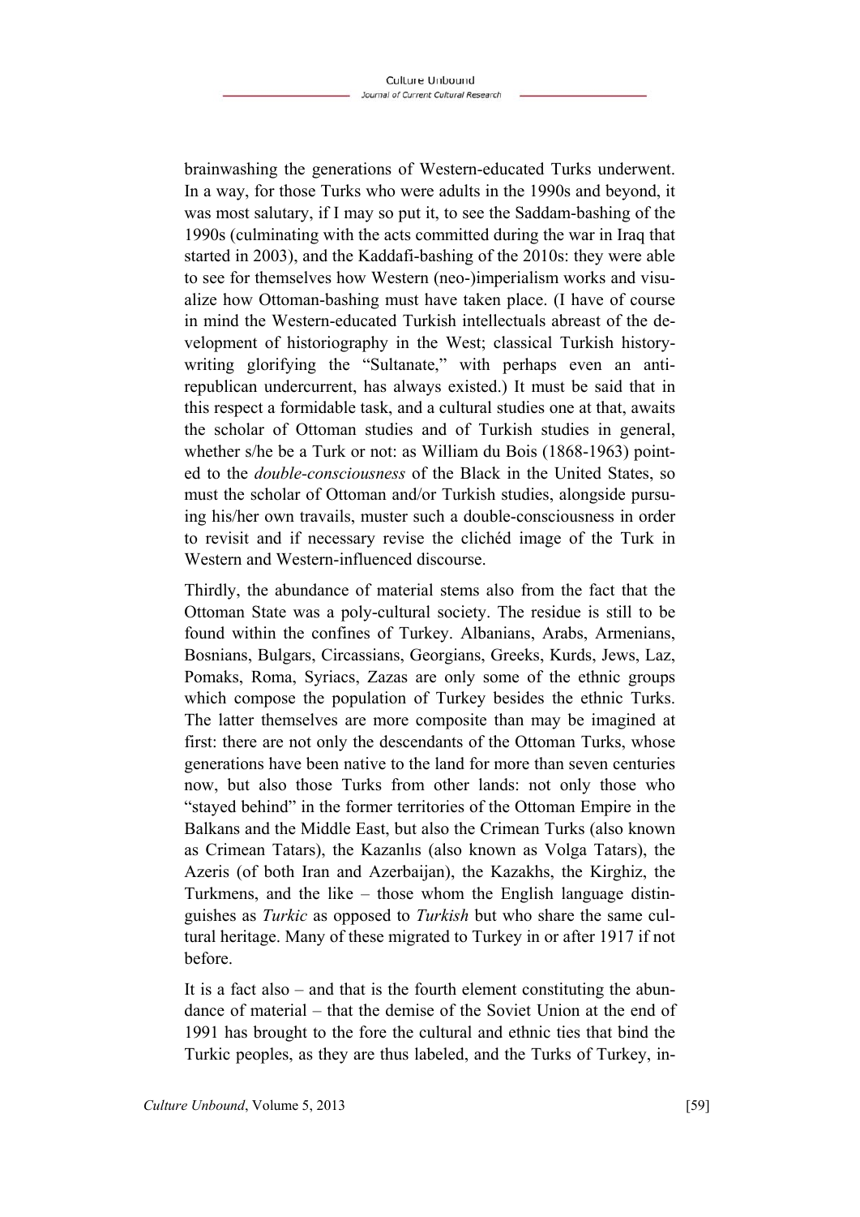brainwashing the generations of Western-educated Turks underwent. In a way, for those Turks who were adults in the 1990s and beyond, it was most salutary, if I may so put it, to see the Saddam-bashing of the 1990s (culminating with the acts committed during the war in Iraq that started in 2003), and the Kaddafi-bashing of the 2010s: they were able to see for themselves how Western (neo-)imperialism works and visualize how Ottoman-bashing must have taken place. (I have of course in mind the Western-educated Turkish intellectuals abreast of the development of historiography in the West; classical Turkish history-writing glorifying the "Sultanate," with perhaps even an anti-republican undercurrent, has always existed.) It must be said that in this respect a formidable task, and a cultural studies one at that, awaits the scholar of Ottoman studies and of Turkish studies in general, whether s/he be a Turk or not: as William du Bois (1868-1963) pointed to the *double-consciousness* of the Black in the United States, so must the scholar of Ottoman and/or Turkish studies, alongside pursuing his/her own travails, muster such a double-consciousness in order to revisit and if necessary revise the clichéd image of the Turk in Western and Western-influenced discourse.

Thirdly, the abundance of material stems also from the fact that the Ottoman State was a poly-cultural society. The residue is still to be found within the confines of Turkey. Albanians, Arabs, Armenians, Bosnians, Bulgars, Circassians, Georgians, Greeks, Kurds, Jews, Laz, Pomaks, Roma, Syriacs, Zazas are only some of the ethnic groups which compose the population of Turkey besides the ethnic Turks. The latter themselves are more composite than may be imagined at first: there are not only the descendants of the Ottoman Turks, whose generations have been native to the land for more than seven centuries now, but also those Turks from other lands: not only those who "stayed behind" in the former territories of the Ottoman Empire in the Balkans and the Middle East, but also the Crimean Turks (also known as Crimean Tatars), the Kazanlıs (also known as Volga Tatars), the Azeris (of both Iran and Azerbaijan), the Kazakhs, the Kirghiz, the Turkmens, and the like – those whom the English language distinguishes as *Turkic* as opposed to *Turkish* but who share the same cultural heritage. Many of these migrated to Turkey in or after 1917 if not before.

It is a fact also – and that is the fourth element constituting the abundance of material – that the demise of the Soviet Union at the end of 1991 has brought to the fore the cultural and ethnic ties that bind the Turkic peoples, as they are thus labeled, and the Turks of Turkey, in-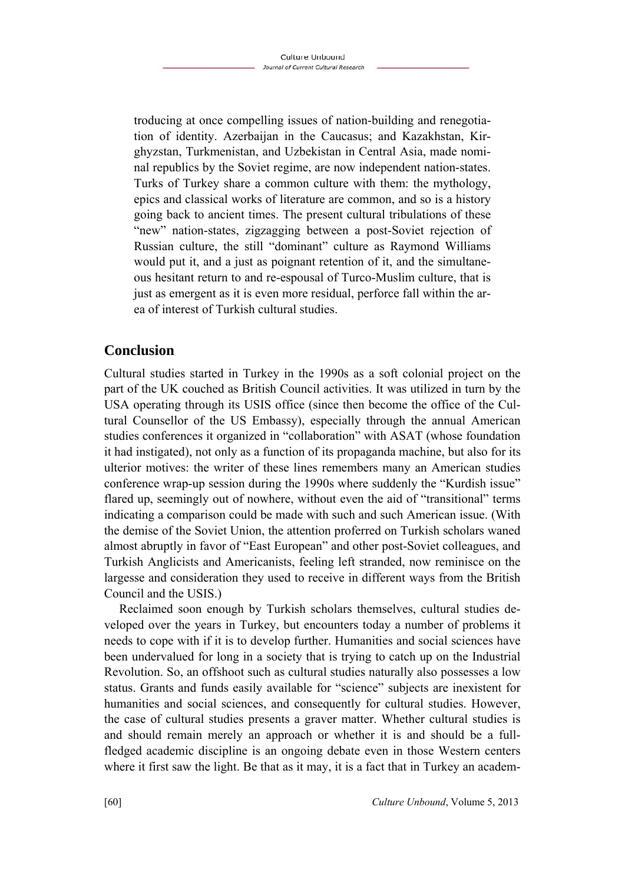troducing at once compelling issues of nation-building and renegotiation of identity. Azerbaijan in the Caucasus; and Kazakhstan, Kirghyzstan, Turkmenistan, and Uzbekistan in Central Asia, made nominal republics by the Soviet regime, are now independent nation-states. Turks of Turkey share a common culture with them: the mythology, epics and classical works of literature are common, and so is a history going back to ancient times. The present cultural tribulations of these "new" nation-states, zigzagging between a post-Soviet rejection of Russian culture, the still "dominant" culture as Raymond Williams would put it, and a just as poignant retention of it, and the simultaneous hesitant return to and re-espousal of Turco-Muslim culture, that is just as emergent as it is even more residual, perforce fall within the area of interest of Turkish cultural studies.

## Conclusion

Cultural studies started in Turkey in the 1990s as a soft colonial project on the part of the UK couched as British Council activities. It was utilized in turn by the USA operating through its USIS office (since then become the office of the Cultural Counsellor of the US Embassy), especially through the annual American studies conferences it organized in "collaboration" with ASAT (whose foundation it had instigated), not only as a function of its propaganda machine, but also for its ulterior motives: the writer of these lines remembers many an American studies conference wrap-up session during the 1990s where suddenly the "Kurdish issue" flared up, seemingly out of nowhere, without even the aid of "transitional" terms indicating a comparison could be made with such and such American issue. (With the demise of the Soviet Union, the attention proferred on Turkish scholars waned almost abruptly in favor of "East European" and other post-Soviet colleagues, and Turkish Anglicists and Americanists, feeling left stranded, now reminisce on the largesse and consideration they used to receive in different ways from the British Council and the USIS.)

Reclaimed soon enough by Turkish scholars themselves, cultural studies developed over the years in Turkey, but encounters today a number of problems it needs to cope with if it is to develop further. Humanities and social sciences have been undervalued for long in a society that is trying to catch up on the Industrial Revolution. So, an offshoot such as cultural studies naturally also possesses a low status. Grants and funds easily available for "science" subjects are inexistent for humanities and social sciences, and consequently for cultural studies. However, the case of cultural studies presents a graver matter. Whether cultural studies is and should remain merely an approach or whether it is and should be a full-fledged academic discipline is an ongoing debate even in those Western centers where it first saw the light. Be that as it may, it is a fact that in Turkey an academ-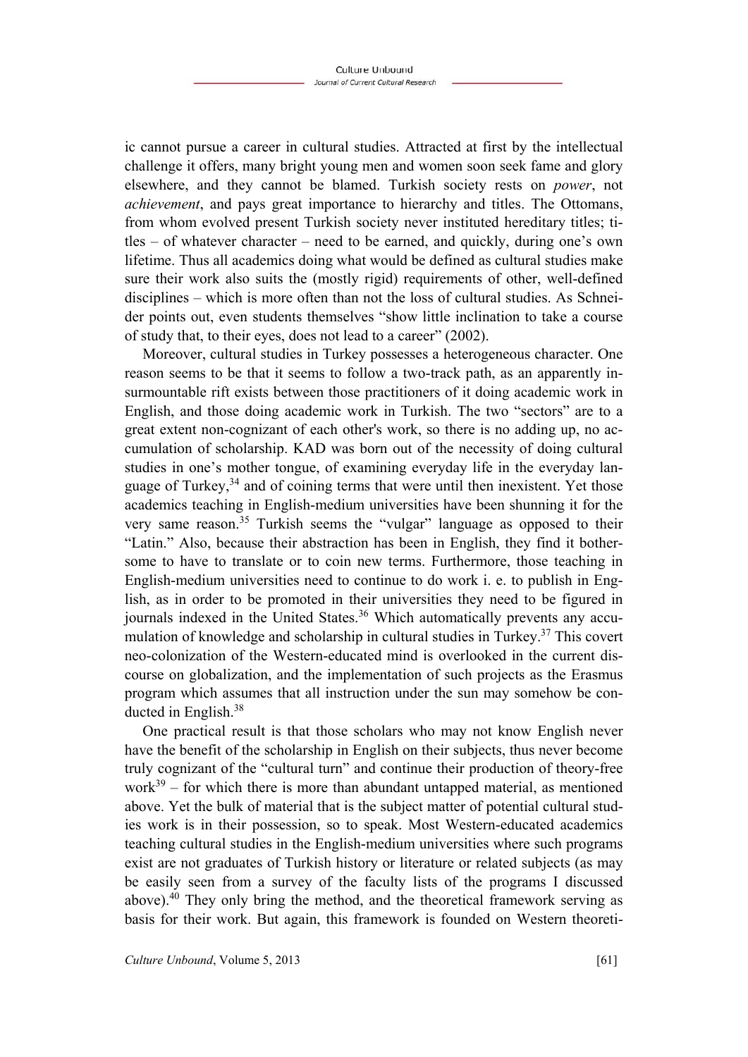ic cannot pursue a career in cultural studies. Attracted at first by the intellectual challenge it offers, many bright young men and women soon seek fame and glory elsewhere, and they cannot be blamed. Turkish society rests on *power*, not *achievement*, and pays great importance to hierarchy and titles. The Ottomans, from whom evolved present Turkish society never instituted hereditary titles; titles – of whatever character – need to be earned, and quickly, during one's own lifetime. Thus all academics doing what would be defined as cultural studies make sure their work also suits the (mostly rigid) requirements of other, well-defined disciplines – which is more often than not the loss of cultural studies. As Schneider points out, even students themselves "show little inclination to take a course of study that, to their eyes, does not lead to a career" (2002).

Moreover, cultural studies in Turkey possesses a heterogeneous character. One reason seems to be that it seems to follow a two-track path, as an apparently insurmountable rift exists between those practitioners of it doing academic work in English, and those doing academic work in Turkish. The two "sectors" are to a great extent non-cognizant of each other's work, so there is no adding up, no accumulation of scholarship. KAD was born out of the necessity of doing cultural studies in one's mother tongue, of examining everyday life in the everyday language of Turkey,[34] and of coining terms that were until then inexistent. Yet those academics teaching in English-medium universities have been shunning it for the very same reason.[35] Turkish seems the "vulgar" language as opposed to their "Latin." Also, because their abstraction has been in English, they find it bothersome to have to translate or to coin new terms. Furthermore, those teaching in English-medium universities need to continue to do work i. e. to publish in English, as in order to be promoted in their universities they need to be figured in journals indexed in the United States.[36] Which automatically prevents any accumulation of knowledge and scholarship in cultural studies in Turkey.[37] This covert neo-colonization of the Western-educated mind is overlooked in the current discourse on globalization, and the implementation of such projects as the Erasmus program which assumes that all instruction under the sun may somehow be conducted in English.[38]

One practical result is that those scholars who may not know English never have the benefit of the scholarship in English on their subjects, thus never become truly cognizant of the "cultural turn" and continue their production of theory-free work[39] – for which there is more than abundant untapped material, as mentioned above. Yet the bulk of material that is the subject matter of potential cultural studies work is in their possession, so to speak. Most Western-educated academics teaching cultural studies in the English-medium universities where such programs exist are not graduates of Turkish history or literature or related subjects (as may be easily seen from a survey of the faculty lists of the programs I discussed above).[40] They only bring the method, and the theoretical framework serving as basis for their work. But again, this framework is founded on Western theoreti-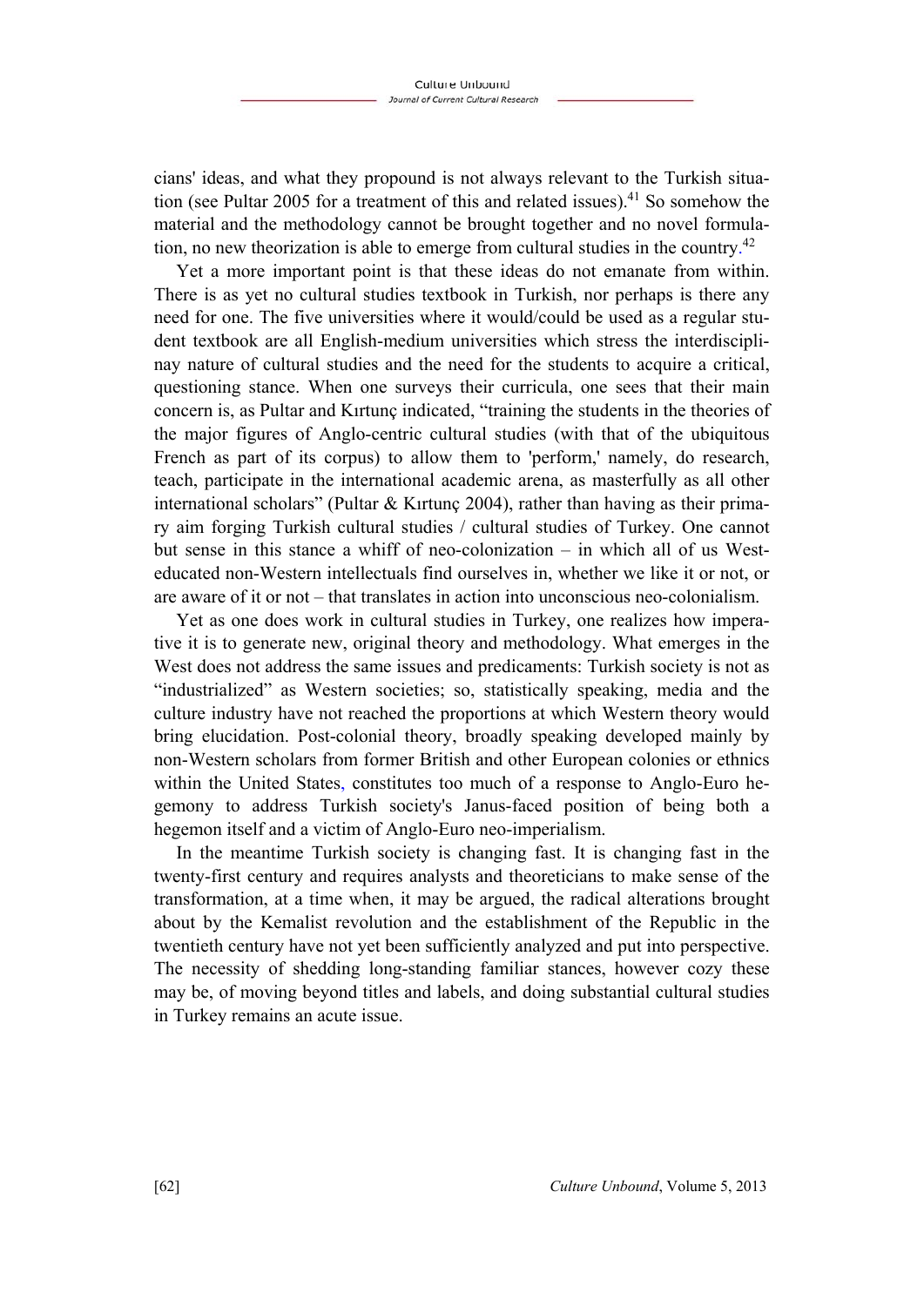cians' ideas, and what they propound is not always relevant to the Turkish situation (see Pultar 2005 for a treatment of this and related issues).[41] So somehow the material and the methodology cannot be brought together and no novel formulation, no new theorization is able to emerge from cultural studies in the country.[42]

Yet a more important point is that these ideas do not emanate from within. There is as yet no cultural studies textbook in Turkish, nor perhaps is there any need for one. The five universities where it would/could be used as a regular student textbook are all English-medium universities which stress the interdisciplinay nature of cultural studies and the need for the students to acquire a critical, questioning stance. When one surveys their curricula, one sees that their main concern is, as Pultar and Kırtunç indicated, "training the students in the theories of the major figures of Anglo-centric cultural studies (with that of the ubiquitous French as part of its corpus) to allow them to 'perform,' namely, do research, teach, participate in the international academic arena, as masterfully as all other international scholars" (Pultar & Kırtunç 2004), rather than having as their primary aim forging Turkish cultural studies / cultural studies of Turkey. One cannot but sense in this stance a whiff of neo-colonization – in which all of us West-educated non-Western intellectuals find ourselves in, whether we like it or not, or are aware of it or not – that translates in action into unconscious neo-colonialism.

Yet as one does work in cultural studies in Turkey, one realizes how imperative it is to generate new, original theory and methodology. What emerges in the West does not address the same issues and predicaments: Turkish society is not as "industrialized" as Western societies; so, statistically speaking, media and the culture industry have not reached the proportions at which Western theory would bring elucidation. Post-colonial theory, broadly speaking developed mainly by non-Western scholars from former British and other European colonies or ethnics within the United States, constitutes too much of a response to Anglo-Euro hegemony to address Turkish society's Janus-faced position of being both a hegemon itself and a victim of Anglo-Euro neo-imperialism.

In the meantime Turkish society is changing fast. It is changing fast in the twenty-first century and requires analysts and theoreticians to make sense of the transformation, at a time when, it may be argued, the radical alterations brought about by the Kemalist revolution and the establishment of the Republic in the twentieth century have not yet been sufficiently analyzed and put into perspective. The necessity of shedding long-standing familiar stances, however cozy these may be, of moving beyond titles and labels, and doing substantial cultural studies in Turkey remains an acute issue.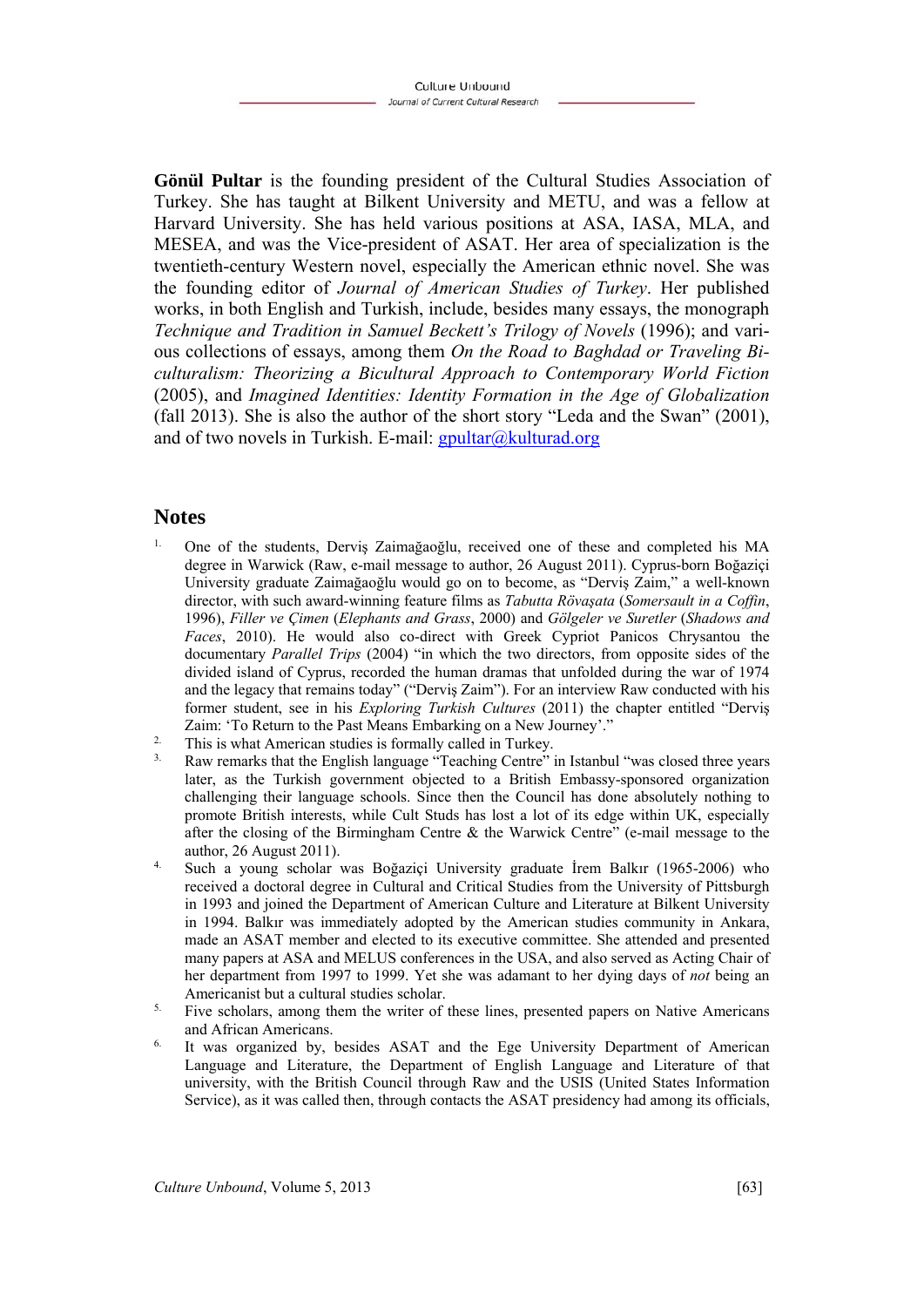**Gönül Pultar** is the founding president of the Cultural Studies Association of Turkey. She has taught at Bilkent University and METU, and was a fellow at Harvard University. She has held various positions at ASA, IASA, MLA, and MESEA, and was the Vice-president of ASAT. Her area of specialization is the twentieth-century Western novel, especially the American ethnic novel. She was the founding editor of *Journal of American Studies of Turkey*. Her published works, in both English and Turkish, include, besides many essays, the monograph *Technique and Tradition in Samuel Beckett's Trilogy of Novels* (1996); and various collections of essays, among them *On the Road to Baghdad or Traveling Biculturalism: Theorizing a Bicultural Approach to Contemporary World Fiction* (2005), and *Imagined Identities: Identity Formation in the Age of Globalization* (fall 2013). She is also the author of the short story "Leda and the Swan" (2001), and of two novels in Turkish. E-mail: gpultar@kulturad.org

## Notes

1. One of the students, Derviş Zaimağaoğlu, received one of these and completed his MA degree in Warwick (Raw, e-mail message to author, 26 August 2011). Cyprus-born Boğaziçi University graduate Zaimağaoğlu would go on to become, as "Derviş Zaim," a well-known director, with such award-winning feature films as *Tabutta Rövaşata* (*Somersault in a Coffin*, 1996), *Filler ve Çimen* (*Elephants and Grass*, 2000) and *Gölgeler ve Suretler* (*Shadows and Faces*, 2010). He would also co-direct with Greek Cypriot Panicos Chrysantou the documentary *Parallel Trips* (2004) "in which the two directors, from opposite sides of the divided island of Cyprus, recorded the human dramas that unfolded during the war of 1974 and the legacy that remains today" ("Derviş Zaim"). For an interview Raw conducted with his former student, see in his *Exploring Turkish Cultures* (2011) the chapter entitled "Derviş Zaim: 'To Return to the Past Means Embarking on a New Journey'."
2. This is what American studies is formally called in Turkey.
3. Raw remarks that the English language "Teaching Centre" in Istanbul "was closed three years later, as the Turkish government objected to a British Embassy-sponsored organization challenging their language schools. Since then the Council has done absolutely nothing to promote British interests, while Cult Studs has lost a lot of its edge within UK, especially after the closing of the Birmingham Centre & the Warwick Centre" (e-mail message to the author, 26 August 2011).
4. Such a young scholar was Boğaziçi University graduate İrem Balkır (1965-2006) who received a doctoral degree in Cultural and Critical Studies from the University of Pittsburgh in 1993 and joined the Department of American Culture and Literature at Bilkent University in 1994. Balkır was immediately adopted by the American studies community in Ankara, made an ASAT member and elected to its executive committee. She attended and presented many papers at ASA and MELUS conferences in the USA, and also served as Acting Chair of her department from 1997 to 1999. Yet she was adamant to her dying days of *not* being an Americanist but a cultural studies scholar.
5. Five scholars, among them the writer of these lines, presented papers on Native Americans and African Americans.
6. It was organized by, besides ASAT and the Ege University Department of American Language and Literature, the Department of English Language and Literature of that university, with the British Council through Raw and the USIS (United States Information Service), as it was called then, through contacts the ASAT presidency had among its officials,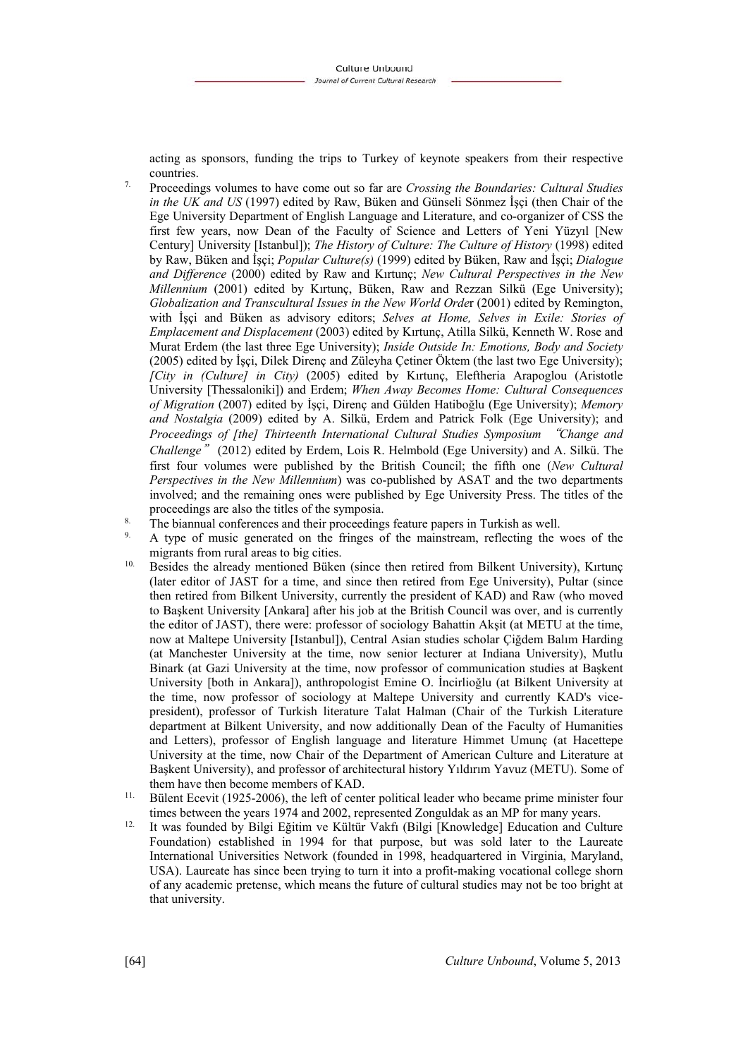acting as sponsors, funding the trips to Turkey of keynote speakers from their respective countries.

7. Proceedings volumes to have come out so far are *Crossing the Boundaries: Cultural Studies in the UK and US* (1997) edited by Raw, Büken and Günseli Sönmez İşçi (then Chair of the Ege University Department of English Language and Literature, and co-organizer of CSS the first few years, now Dean of the Faculty of Science and Letters of Yeni Yüzyıl [New Century] University [Istanbul]); *The History of Culture: The Culture of History* (1998) edited by Raw, Büken and İşçi; *Popular Culture(s)* (1999) edited by Büken, Raw and İşçi; *Dialogue and Difference* (2000) edited by Raw and Kırtunç; *New Cultural Perspectives in the New Millennium* (2001) edited by Kırtunç, Büken, Raw and Rezzan Silkü (Ege University); *Globalization and Transcultural Issues in the New World Order* (2001) edited by Remington, with İşçi and Büken as advisory editors; *Selves at Home, Selves in Exile: Stories of Emplacement and Displacement* (2003) edited by Kırtunç, Atilla Silkü, Kenneth W. Rose and Murat Erdem (the last three Ege University); *Inside Outside In: Emotions, Body and Society* (2005) edited by İşçi, Dilek Direnç and Züleyha Çetiner Öktem (the last two Ege University); *[City in (Culture] in City)* (2005) edited by Kırtunç, Eleftheria Arapoglou (Aristotle University [Thessaloniki]) and Erdem; *When Away Becomes Home: Cultural Consequences of Migration* (2007) edited by İşçi, Direnç and Gülden Hatiboğlu (Ege University); *Memory and Nostalgia* (2009) edited by A. Silkü, Erdem and Patrick Folk (Ege University); and *Proceedings of [the] Thirteenth International Cultural Studies Symposium "Change and Challenge"* (2012) edited by Erdem, Lois R. Helmbold (Ege University) and A. Silkü. The first four volumes were published by the British Council; the fifth one (*New Cultural Perspectives in the New Millennium*) was co-published by ASAT and the two departments involved; and the remaining ones were published by Ege University Press. The titles of the proceedings are also the titles of the symposia.

8. The biannual conferences and their proceedings feature papers in Turkish as well.

9. A type of music generated on the fringes of the mainstream, reflecting the woes of the migrants from rural areas to big cities.

10. Besides the already mentioned Büken (since then retired from Bilkent University), Kırtunç (later editor of JAST for a time, and since then retired from Ege University), Pultar (since then retired from Bilkent University, currently the president of KAD) and Raw (who moved to Başkent University [Ankara] after his job at the British Council was over, and is currently the editor of JAST), there were: professor of sociology Bahattin Akşit (at METU at the time, now at Maltepe University [Istanbul]), Central Asian studies scholar Çiğdem Balım Harding (at Manchester University at the time, now senior lecturer at Indiana University), Mutlu Binark (at Gazi University at the time, now professor of communication studies at Başkent University [both in Ankara]), anthropologist Emine O. İncirlioğlu (at Bilkent University at the time, now professor of sociology at Maltepe University and currently KAD's vice-president), professor of Turkish literature Talat Halman (Chair of the Turkish Literature department at Bilkent University, and now additionally Dean of the Faculty of Humanities and Letters), professor of English language and literature Himmet Umunç (at Hacettepe University at the time, now Chair of the Department of American Culture and Literature at Başkent University), and professor of architectural history Yıldırım Yavuz (METU). Some of them have then become members of KAD.

11. Bülent Ecevit (1925-2006), the left of center political leader who became prime minister four times between the years 1974 and 2002, represented Zonguldak as an MP for many years.

12. It was founded by Bilgi Eğitim ve Kültür Vakfı (Bilgi [Knowledge] Education and Culture Foundation) established in 1994 for that purpose, but was sold later to the Laureate International Universities Network (founded in 1998, headquartered in Virginia, Maryland, USA). Laureate has since been trying to turn it into a profit-making vocational college shorn of any academic pretense, which means the future of cultural studies may not be too bright at that university.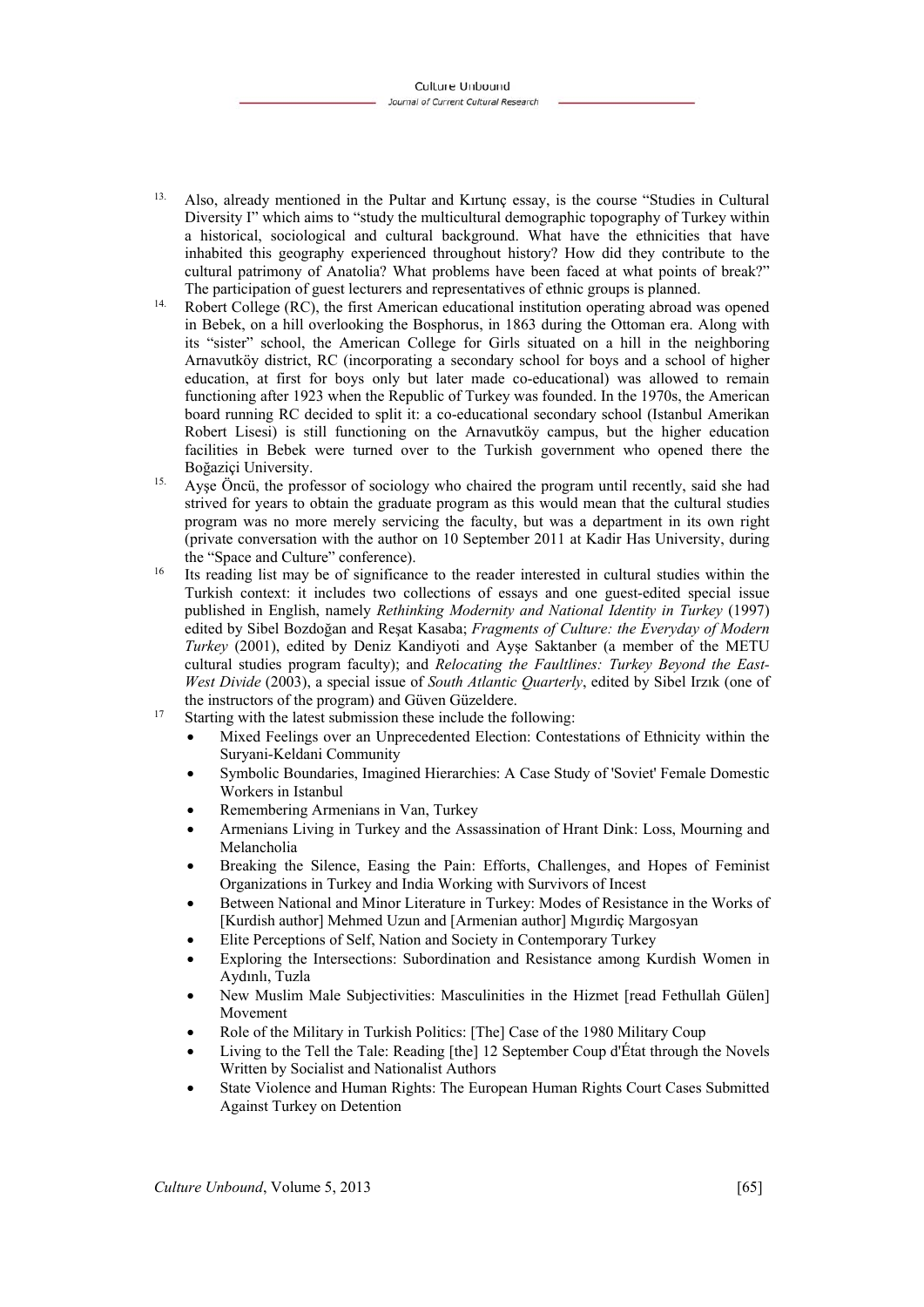13. Also, already mentioned in the Pultar and Kırtunç essay, is the course "Studies in Cultural Diversity I" which aims to "study the multicultural demographic topography of Turkey within a historical, sociological and cultural background. What have the ethnicities that have inhabited this geography experienced throughout history? How did they contribute to the cultural patrimony of Anatolia? What problems have been faced at what points of break?" The participation of guest lecturers and representatives of ethnic groups is planned.

14. Robert College (RC), the first American educational institution operating abroad was opened in Bebek, on a hill overlooking the Bosphorus, in 1863 during the Ottoman era. Along with its "sister" school, the American College for Girls situated on a hill in the neighboring Arnavutköy district, RC (incorporating a secondary school for boys and a school of higher education, at first for boys only but later made co-educational) was allowed to remain functioning after 1923 when the Republic of Turkey was founded. In the 1970s, the American board running RC decided to split it: a co-educational secondary school (Istanbul Amerikan Robert Lisesi) is still functioning on the Arnavutköy campus, but the higher education facilities in Bebek were turned over to the Turkish government who opened there the Boğaziçi University.

15. Ayşe Öncü, the professor of sociology who chaired the program until recently, said she had strived for years to obtain the graduate program as this would mean that the cultural studies program was no more merely servicing the faculty, but was a department in its own right (private conversation with the author on 10 September 2011 at Kadir Has University, during the "Space and Culture" conference).

16 Its reading list may be of significance to the reader interested in cultural studies within the Turkish context: it includes two collections of essays and one guest-edited special issue published in English, namely *Rethinking Modernity and National Identity in Turkey* (1997) edited by Sibel Bozdoğan and Reşat Kasaba; *Fragments of Culture: the Everyday of Modern Turkey* (2001), edited by Deniz Kandiyoti and Ayşe Saktanber (a member of the METU cultural studies program faculty); and *Relocating the Faultlines: Turkey Beyond the East-West Divide* (2003), a special issue of *South Atlantic Quarterly*, edited by Sibel Irzık (one of the instructors of the program) and Güven Güzeldere.

17 Starting with the latest submission these include the following:

- Mixed Feelings over an Unprecedented Election: Contestations of Ethnicity within the Suryani-Keldani Community
- Symbolic Boundaries, Imagined Hierarchies: A Case Study of 'Soviet' Female Domestic Workers in Istanbul
- Remembering Armenians in Van, Turkey
- Armenians Living in Turkey and the Assassination of Hrant Dink: Loss, Mourning and Melancholia
- Breaking the Silence, Easing the Pain: Efforts, Challenges, and Hopes of Feminist Organizations in Turkey and India Working with Survivors of Incest
- Between National and Minor Literature in Turkey: Modes of Resistance in the Works of [Kurdish author] Mehmed Uzun and [Armenian author] Mıgırdiç Margosyan
- Elite Perceptions of Self, Nation and Society in Contemporary Turkey
- Exploring the Intersections: Subordination and Resistance among Kurdish Women in Aydınlı, Tuzla
- New Muslim Male Subjectivities: Masculinities in the Hizmet [read Fethullah Gülen] Movement
- Role of the Military in Turkish Politics: [The] Case of the 1980 Military Coup
- Living to the Tell the Tale: Reading [the] 12 September Coup d'État through the Novels Written by Socialist and Nationalist Authors
- State Violence and Human Rights: The European Human Rights Court Cases Submitted Against Turkey on Detention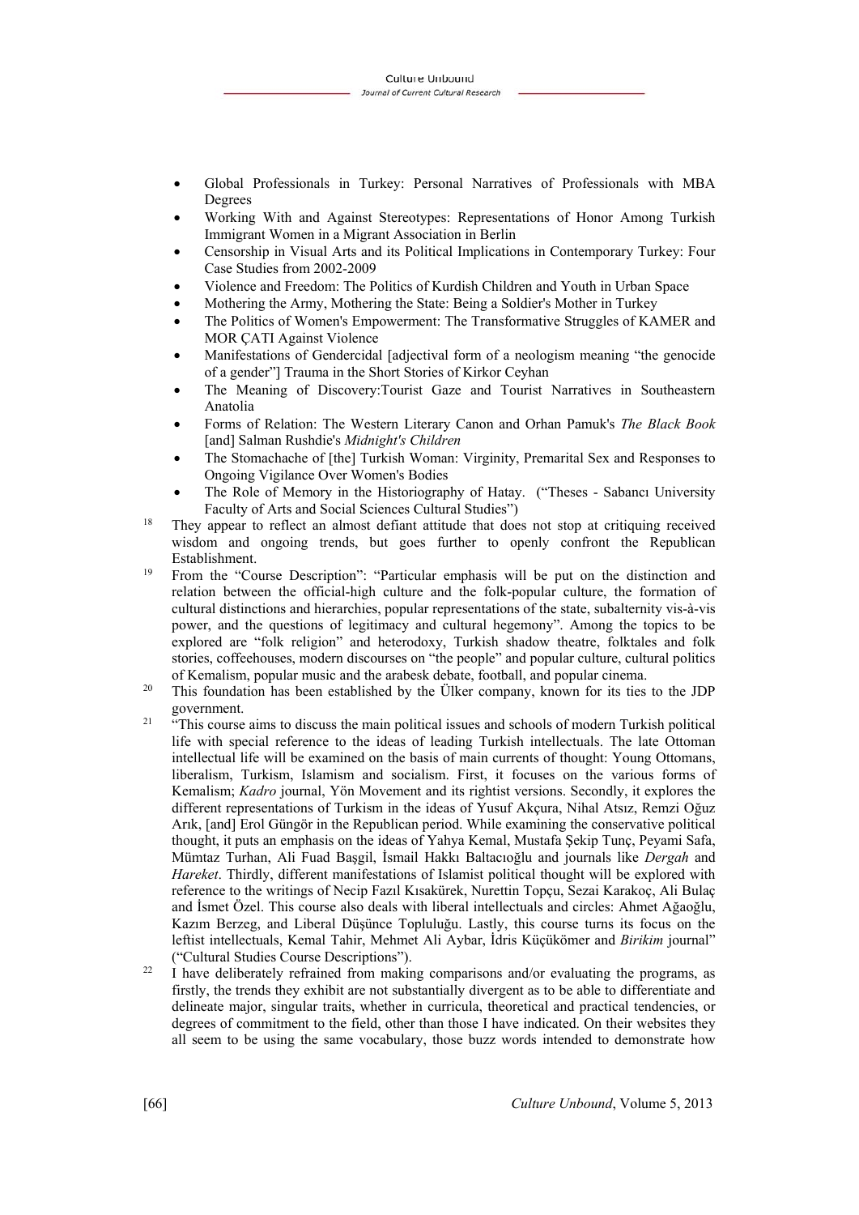- Global Professionals in Turkey: Personal Narratives of Professionals with MBA Degrees
- Working With and Against Stereotypes: Representations of Honor Among Turkish Immigrant Women in a Migrant Association in Berlin
- Censorship in Visual Arts and its Political Implications in Contemporary Turkey: Four Case Studies from 2002-2009
- Violence and Freedom: The Politics of Kurdish Children and Youth in Urban Space
- Mothering the Army, Mothering the State: Being a Soldier's Mother in Turkey
- The Politics of Women's Empowerment: The Transformative Struggles of KAMER and MOR ÇATI Against Violence
- Manifestations of Gendercidal [adjectival form of a neologism meaning "the genocide of a gender"] Trauma in the Short Stories of Kirkor Ceyhan
- The Meaning of Discovery:Tourist Gaze and Tourist Narratives in Southeastern Anatolia
- Forms of Relation: The Western Literary Canon and Orhan Pamuk's *The Black Book* [and] Salman Rushdie's *Midnight's Children*
- The Stomachache of [the] Turkish Woman: Virginity, Premarital Sex and Responses to Ongoing Vigilance Over Women's Bodies
- The Role of Memory in the Historiography of Hatay. ("Theses - Sabancı University Faculty of Arts and Social Sciences Cultural Studies")

[18] They appear to reflect an almost defiant attitude that does not stop at critiquing received wisdom and ongoing trends, but goes further to openly confront the Republican Establishment.

[19] From the "Course Description": "Particular emphasis will be put on the distinction and relation between the official-high culture and the folk-popular culture, the formation of cultural distinctions and hierarchies, popular representations of the state, subalternity vis-à-vis power, and the questions of legitimacy and cultural hegemony". Among the topics to be explored are "folk religion" and heterodoxy, Turkish shadow theatre, folktales and folk stories, coffeehouses, modern discourses on "the people" and popular culture, cultural politics of Kemalism, popular music and the arabesk debate, football, and popular cinema.

[20] This foundation has been established by the Ülker company, known for its ties to the JDP government.

[21] "This course aims to discuss the main political issues and schools of modern Turkish political life with special reference to the ideas of leading Turkish intellectuals. The late Ottoman intellectual life will be examined on the basis of main currents of thought: Young Ottomans, liberalism, Turkism, Islamism and socialism. First, it focuses on the various forms of Kemalism; *Kadro* journal, Yön Movement and its rightist versions. Secondly, it explores the different representations of Turkism in the ideas of Yusuf Akçura, Nihal Atsız, Remzi Oğuz Arık, [and] Erol Güngör in the Republican period. While examining the conservative political thought, it puts an emphasis on the ideas of Yahya Kemal, Mustafa Şekip Tunç, Peyami Safa, Mümtaz Turhan, Ali Fuad Başgil, İsmail Hakkı Baltacıoğlu and journals like *Dergah* and *Hareket*. Thirdly, different manifestations of Islamist political thought will be explored with reference to the writings of Necip Fazıl Kısakürek, Nurettin Topçu, Sezai Karakoç, Ali Bulaç and İsmet Özel. This course also deals with liberal intellectuals and circles: Ahmet Ağaoğlu, Kazım Berzeg, and Liberal Düşünce Topluluğu. Lastly, this course turns its focus on the leftist intellectuals, Kemal Tahir, Mehmet Ali Aybar, İdris Küçükömer and *Birikim* journal" ("Cultural Studies Course Descriptions").

[22] I have deliberately refrained from making comparisons and/or evaluating the programs, as firstly, the trends they exhibit are not substantially divergent as to be able to differentiate and delineate major, singular traits, whether in curricula, theoretical and practical tendencies, or degrees of commitment to the field, other than those I have indicated. On their websites they all seem to be using the same vocabulary, those buzz words intended to demonstrate how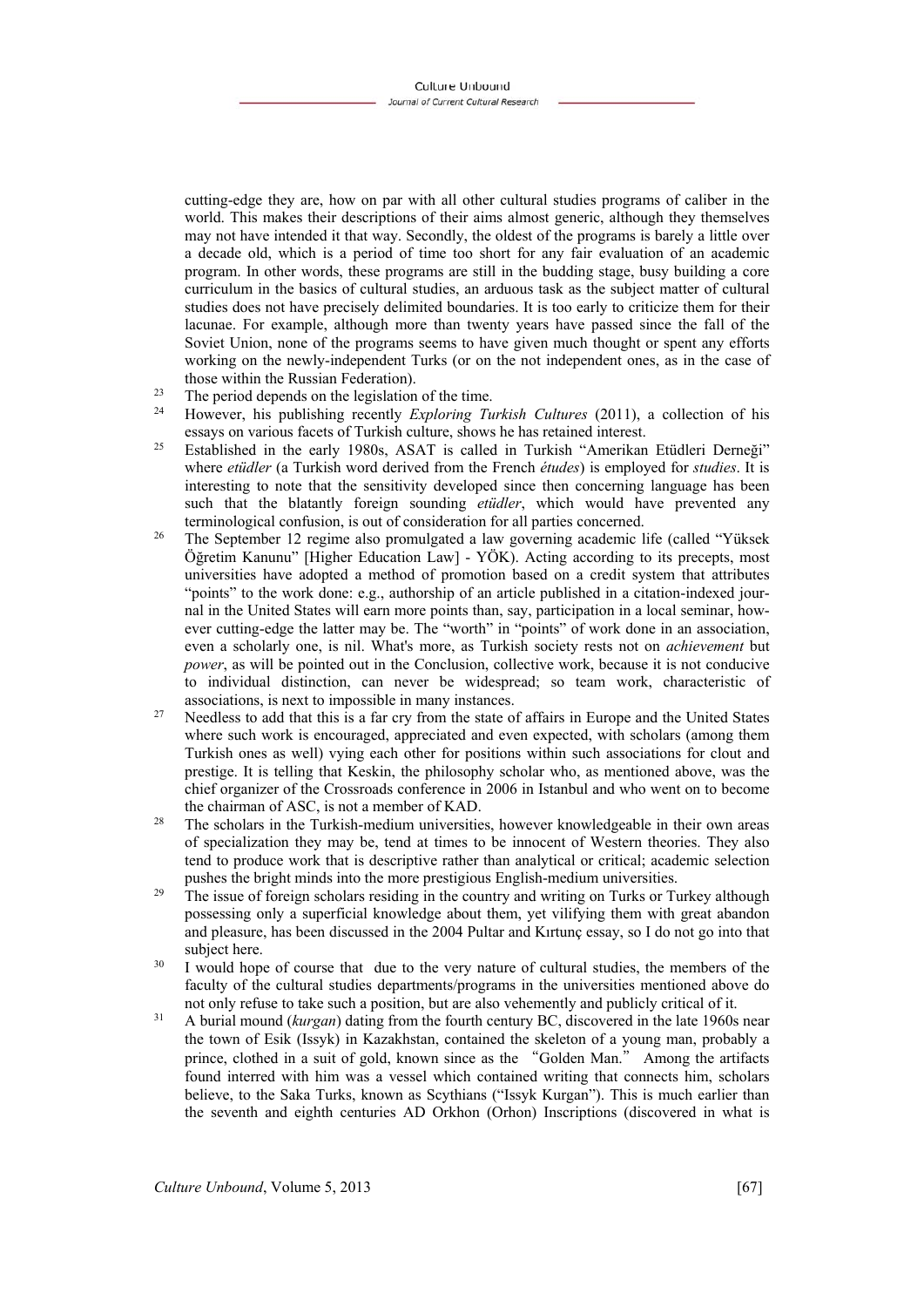cutting-edge they are, how on par with all other cultural studies programs of caliber in the world. This makes their descriptions of their aims almost generic, although they themselves may not have intended it that way. Secondly, the oldest of the programs is barely a little over a decade old, which is a period of time too short for any fair evaluation of an academic program. In other words, these programs are still in the budding stage, busy building a core curriculum in the basics of cultural studies, an arduous task as the subject matter of cultural studies does not have precisely delimited boundaries. It is too early to criticize them for their lacunae. For example, although more than twenty years have passed since the fall of the Soviet Union, none of the programs seems to have given much thought or spent any efforts working on the newly-independent Turks (or on the not independent ones, as in the case of those within the Russian Federation).

[23] The period depends on the legislation of the time.

[24] However, his publishing recently *Exploring Turkish Cultures* (2011), a collection of his essays on various facets of Turkish culture, shows he has retained interest.

[25] Established in the early 1980s, ASAT is called in Turkish "Amerikan Etüdleri Derneği" where *etüdler* (a Turkish word derived from the French *études*) is employed for *studies*. It is interesting to note that the sensitivity developed since then concerning language has been such that the blatantly foreign sounding *etüdler*, which would have prevented any terminological confusion, is out of consideration for all parties concerned.

[26] The September 12 regime also promulgated a law governing academic life (called "Yüksek Öğretim Kanunu" [Higher Education Law] - YÖK). Acting according to its precepts, most universities have adopted a method of promotion based on a credit system that attributes "points" to the work done: e.g., authorship of an article published in a citation-indexed journal in the United States will earn more points than, say, participation in a local seminar, however cutting-edge the latter may be. The "worth" in "points" of work done in an association, even a scholarly one, is nil. What's more, as Turkish society rests not on *achievement* but *power*, as will be pointed out in the Conclusion, collective work, because it is not conducive to individual distinction, can never be widespread; so team work, characteristic of associations, is next to impossible in many instances.

[27] Needless to add that this is a far cry from the state of affairs in Europe and the United States where such work is encouraged, appreciated and even expected, with scholars (among them Turkish ones as well) vying each other for positions within such associations for clout and prestige. It is telling that Keskin, the philosophy scholar who, as mentioned above, was the chief organizer of the Crossroads conference in 2006 in Istanbul and who went on to become the chairman of ASC, is not a member of KAD.

[28] The scholars in the Turkish-medium universities, however knowledgeable in their own areas of specialization they may be, tend at times to be innocent of Western theories. They also tend to produce work that is descriptive rather than analytical or critical; academic selection pushes the bright minds into the more prestigious English-medium universities.

[29] The issue of foreign scholars residing in the country and writing on Turks or Turkey although possessing only a superficial knowledge about them, yet vilifying them with great abandon and pleasure, has been discussed in the 2004 Pultar and Kırtunç essay, so I do not go into that subject here.

[30] I would hope of course that due to the very nature of cultural studies, the members of the faculty of the cultural studies departments/programs in the universities mentioned above do not only refuse to take such a position, but are also vehemently and publicly critical of it.

[31] A burial mound (*kurgan*) dating from the fourth century BC, discovered in the late 1960s near the town of Esik (Issyk) in Kazakhstan, contained the skeleton of a young man, probably a prince, clothed in a suit of gold, known since as the "Golden Man." Among the artifacts found interred with him was a vessel which contained writing that connects him, scholars believe, to the Saka Turks, known as Scythians ("Issyk Kurgan"). This is much earlier than the seventh and eighth centuries AD Orkhon (Orhon) Inscriptions (discovered in what is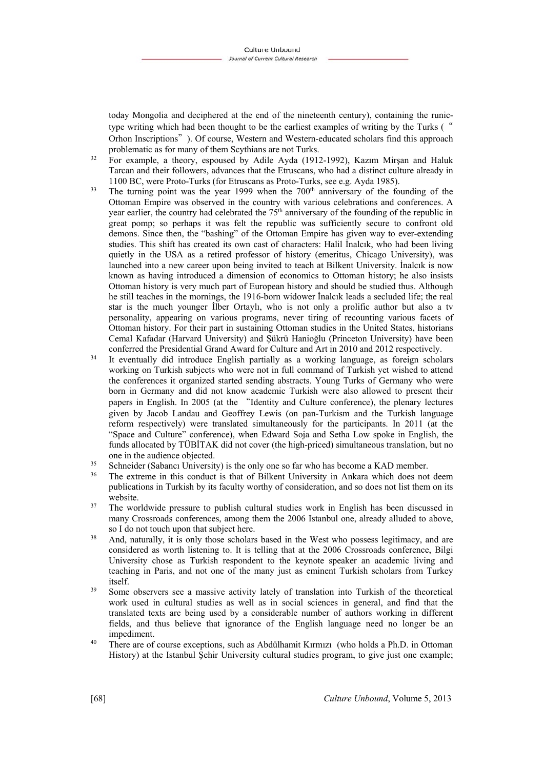today Mongolia and deciphered at the end of the nineteenth century), containing the runic-type writing which had been thought to be the earliest examples of writing by the Turks ("Orhon Inscriptions"). Of course, Western and Western-educated scholars find this approach problematic as for many of them Scythians are not Turks.

[32] For example, a theory, espoused by Adile Ayda (1912-1992), Kazım Mirşan and Haluk Tarcan and their followers, advances that the Etruscans, who had a distinct culture already in 1100 BC, were Proto-Turks (for Etruscans as Proto-Turks, see e.g. Ayda 1985).

[33] The turning point was the year 1999 when the 700th anniversary of the founding of the Ottoman Empire was observed in the country with various celebrations and conferences. A year earlier, the country had celebrated the 75th anniversary of the founding of the republic in great pomp; so perhaps it was felt the republic was sufficiently secure to confront old demons. Since then, the "bashing" of the Ottoman Empire has given way to ever-extending studies. This shift has created its own cast of characters: Halil İnalcık, who had been living quietly in the USA as a retired professor of history (emeritus, Chicago University), was launched into a new career upon being invited to teach at Bilkent University. İnalcık is now known as having introduced a dimension of economics to Ottoman history; he also insists Ottoman history is very much part of European history and should be studied thus. Although he still teaches in the mornings, the 1916-born widower İnalcık leads a secluded life; the real star is the much younger İlber Ortaylı, who is not only a prolific author but also a tv personality, appearing on various programs, never tiring of recounting various facets of Ottoman history. For their part in sustaining Ottoman studies in the United States, historians Cemal Kafadar (Harvard University) and Şükrü Hanioğlu (Princeton University) have been conferred the Presidential Grand Award for Culture and Art in 2010 and 2012 respectively.

[34] It eventually did introduce English partially as a working language, as foreign scholars working on Turkish subjects who were not in full command of Turkish yet wished to attend the conferences it organized started sending abstracts. Young Turks of Germany who were born in Germany and did not know academic Turkish were also allowed to present their papers in English. In 2005 (at the "Identity and Culture conference), the plenary lectures given by Jacob Landau and Geoffrey Lewis (on pan-Turkism and the Turkish language reform respectively) were translated simultaneously for the participants. In 2011 (at the "Space and Culture" conference), when Edward Soja and Setha Low spoke in English, the funds allocated by TÜBİTAK did not cover (the high-priced) simultaneous translation, but no one in the audience objected.

[35] Schneider (Sabancı University) is the only one so far who has become a KAD member.

[36] The extreme in this conduct is that of Bilkent University in Ankara which does not deem publications in Turkish by its faculty worthy of consideration, and so does not list them on its website.

[37] The worldwide pressure to publish cultural studies work in English has been discussed in many Crossroads conferences, among them the 2006 Istanbul one, already alluded to above, so I do not touch upon that subject here.

[38] And, naturally, it is only those scholars based in the West who possess legitimacy, and are considered as worth listening to. It is telling that at the 2006 Crossroads conference, Bilgi University chose as Turkish respondent to the keynote speaker an academic living and teaching in Paris, and not one of the many just as eminent Turkish scholars from Turkey itself.

[39] Some observers see a massive activity lately of translation into Turkish of the theoretical work used in cultural studies as well as in social sciences in general, and find that the translated texts are being used by a considerable number of authors working in different fields, and thus believe that ignorance of the English language need no longer be an impediment.

[40] There are of course exceptions, such as Abdülhamit Kırmızı (who holds a Ph.D. in Ottoman History) at the Istanbul Şehir University cultural studies program, to give just one example;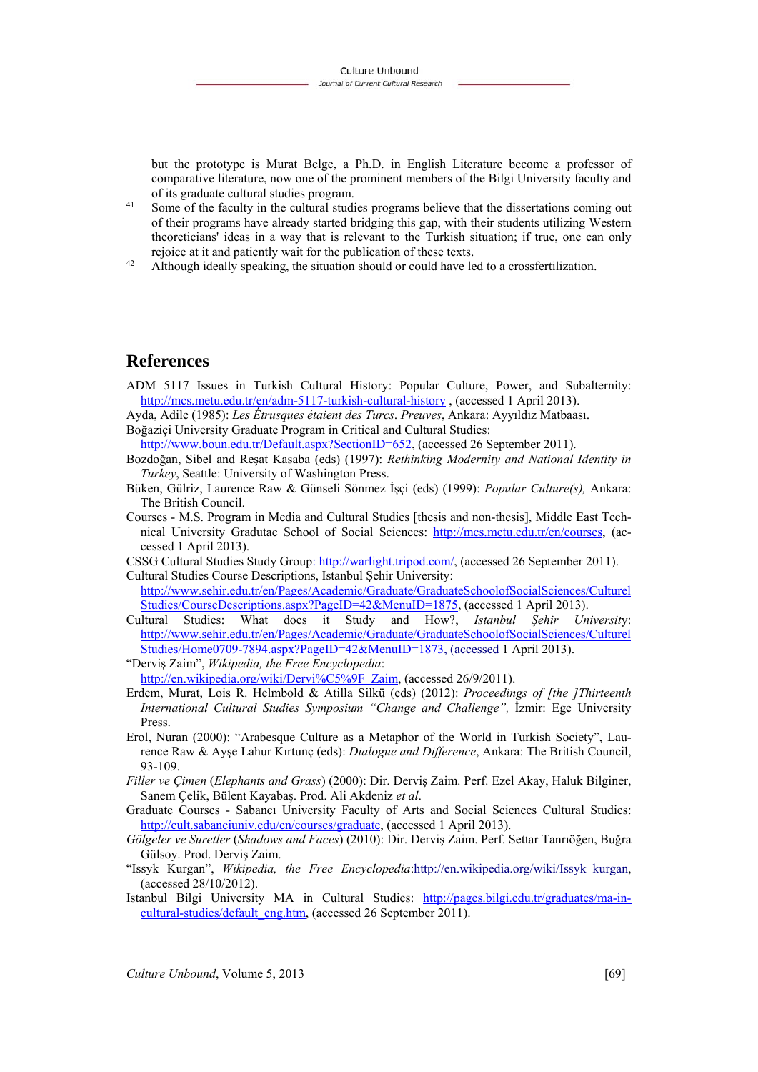but the prototype is Murat Belge, a Ph.D. in English Literature become a professor of comparative literature, now one of the prominent members of the Bilgi University faculty and of its graduate cultural studies program.

[41] Some of the faculty in the cultural studies programs believe that the dissertations coming out of their programs have already started bridging this gap, with their students utilizing Western theoreticians' ideas in a way that is relevant to the Turkish situation; if true, one can only rejoice at it and patiently wait for the publication of these texts.

[42] Although ideally speaking, the situation should or could have led to a crossfertilization.

## References

ADM 5117 Issues in Turkish Cultural History: Popular Culture, Power, and Subalternity: http://mcs.metu.edu.tr/en/adm-5117-turkish-cultural-history , (accessed 1 April 2013).

Ayda, Adile (1985): *Les Étrusques étaient des Turcs. Preuves*, Ankara: Ayyıldız Matbaası.

Boğaziçi University Graduate Program in Critical and Cultural Studies: http://www.boun.edu.tr/Default.aspx?SectionID=652, (accessed 26 September 2011).

Bozdoğan, Sibel and Reşat Kasaba (eds) (1997): *Rethinking Modernity and National Identity in Turkey*, Seattle: University of Washington Press.

Büken, Gülriz, Laurence Raw & Günseli Sönmez İşçi (eds) (1999): *Popular Culture(s),* Ankara: The British Council.

Courses - M.S. Program in Media and Cultural Studies [thesis and non-thesis], Middle East Technical University Gradutae School of Social Sciences: http://mcs.metu.edu.tr/en/courses, (accessed 1 April 2013).

CSSG Cultural Studies Study Group: http://warlight.tripod.com/, (accessed 26 September 2011).

Cultural Studies Course Descriptions, Istanbul Şehir University: http://www.sehir.edu.tr/en/Pages/Academic/Graduate/GraduateSchoolofSocialSciences/CulturelStudies/CourseDescriptions.aspx?PageID=42&MenuID=1875, (accessed 1 April 2013).

Cultural Studies: What does it Study and How?, *Istanbul Şehir University*: http://www.sehir.edu.tr/en/Pages/Academic/Graduate/GraduateSchoolofSocialSciences/CulturelStudies/Home0709-7894.aspx?PageID=42&MenuID=1873, (accessed 1 April 2013).

"Derviş Zaim", *Wikipedia, the Free Encyclopedia*: http://en.wikipedia.org/wiki/Dervi%C5%9F_Zaim, (accessed 26/9/2011).

Erdem, Murat, Lois R. Helmbold & Atilla Silkü (eds) (2012): *Proceedings of [the ]Thirteenth International Cultural Studies Symposium "Change and Challenge",* İzmir: Ege University Press.

Erol, Nuran (2000): "Arabesque Culture as a Metaphor of the World in Turkish Society", Laurence Raw & Ayşe Lahur Kırtunç (eds): *Dialogue and Difference*, Ankara: The British Council, 93-109.

*Filler ve Çimen* (*Elephants and Grass*) (2000): Dir. Derviş Zaim. Perf. Ezel Akay, Haluk Bilginer, Sanem Çelik, Bülent Kayabaş. Prod. Ali Akdeniz *et al*.

Graduate Courses - Sabancı University Faculty of Arts and Social Sciences Cultural Studies: http://cult.sabanciuniv.edu/en/courses/graduate, (accessed 1 April 2013).

*Gölgeler ve Suretler* (*Shadows and Faces*) (2010): Dir. Derviş Zaim. Perf. Settar Tanrıöğen, Buğra Gülsoy. Prod. Derviş Zaim.

"Issyk Kurgan", *Wikipedia, the Free Encyclopedia*:http://en.wikipedia.org/wiki/Issyk_kurgan, (accessed 28/10/2012).

Istanbul Bilgi University MA in Cultural Studies: http://pages.bilgi.edu.tr/graduates/ma-in-cultural-studies/default_eng.htm, (accessed 26 September 2011).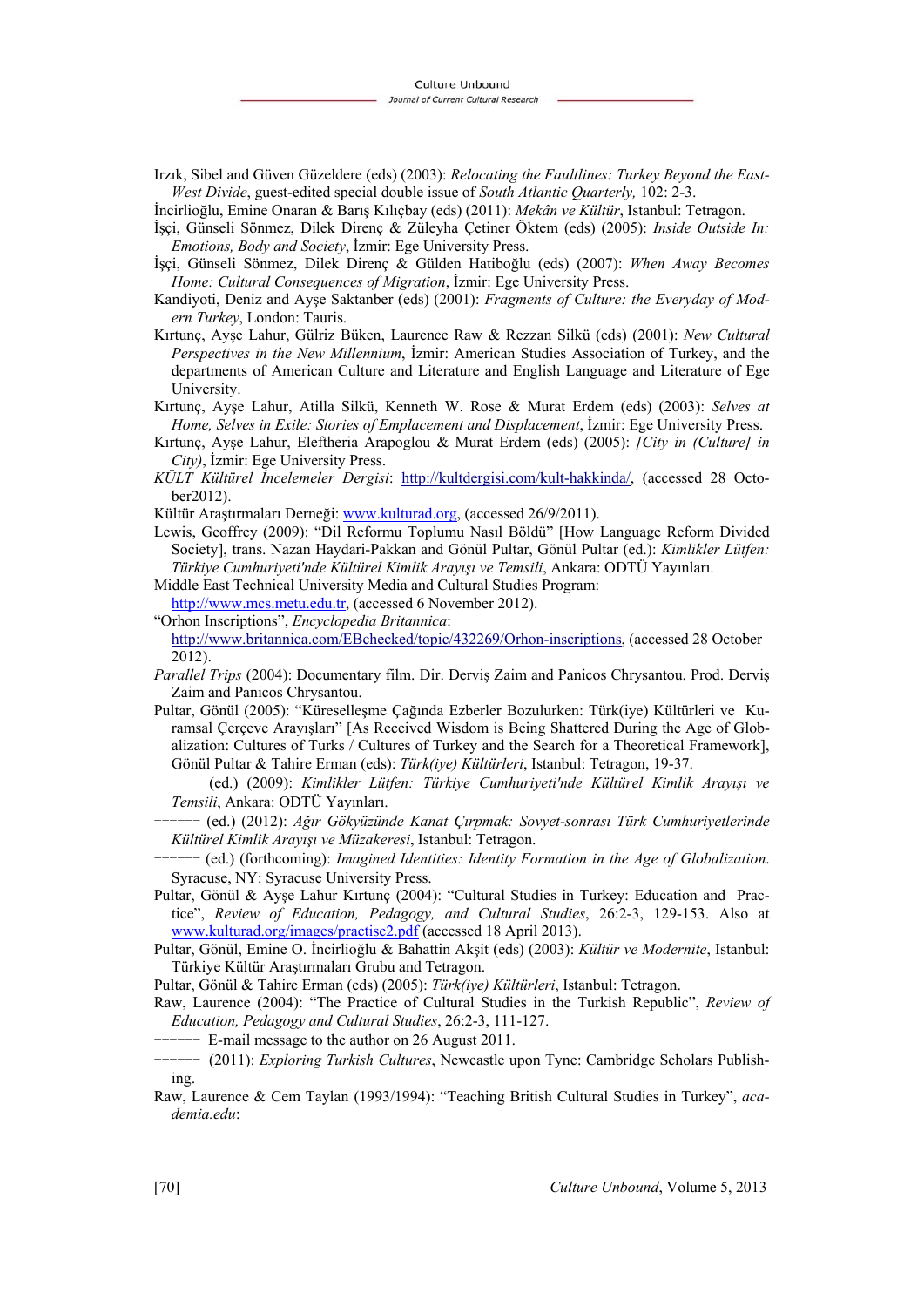Irzık, Sibel and Güven Güzeldere (eds) (2003): *Relocating the Faultlines: Turkey Beyond the East-West Divide*, guest-edited special double issue of *South Atlantic Quarterly,* 102: 2-3.

İncirlioğlu, Emine Onaran & Barış Kılıçbay (eds) (2011): *Mekân ve Kültür*, Istanbul: Tetragon.

İşçi, Günseli Sönmez, Dilek Direnç & Züleyha Çetiner Öktem (eds) (2005): *Inside Outside In: Emotions, Body and Society*, İzmir: Ege University Press.

İşçi, Günseli Sönmez, Dilek Direnç & Gülden Hatiboğlu (eds) (2007): *When Away Becomes Home: Cultural Consequences of Migration*, İzmir: Ege University Press.

Kandiyoti, Deniz and Ayşe Saktanber (eds) (2001): *Fragments of Culture: the Everyday of Modern Turkey*, London: Tauris.

Kırtunç, Ayşe Lahur, Gülriz Büken, Laurence Raw & Rezzan Silkü (eds) (2001): *New Cultural Perspectives in the New Millennium*, İzmir: American Studies Association of Turkey, and the departments of American Culture and Literature and English Language and Literature of Ege University.

Kırtunç, Ayşe Lahur, Atilla Silkü, Kenneth W. Rose & Murat Erdem (eds) (2003): *Selves at Home, Selves in Exile: Stories of Emplacement and Displacement*, İzmir: Ege University Press.

Kırtunç, Ayşe Lahur, Eleftheria Arapoglou & Murat Erdem (eds) (2005): *[City in (Culture] in City)*, İzmir: Ege University Press.

*KÜLT Kültürel İncelemeler Dergisi*: http://kultdergisi.com/kult-hakkinda/, (accessed 28 October2012).

Kültür Araştırmaları Derneği: www.kulturad.org, (accessed 26/9/2011).

Lewis, Geoffrey (2009): "Dil Reformu Toplumu Nasıl Böldü" [How Language Reform Divided Society], trans. Nazan Haydari-Pakkan and Gönül Pultar, Gönül Pultar (ed.): *Kimlikler Lütfen: Türkiye Cumhuriyeti'nde Kültürel Kimlik Arayışı ve Temsili*, Ankara: ODTÜ Yayınları.

Middle East Technical University Media and Cultural Studies Program: http://www.mcs.metu.edu.tr, (accessed 6 November 2012).

"Orhon Inscriptions", *Encyclopedia Britannica*: http://www.britannica.com/EBchecked/topic/432269/Orhon-inscriptions, (accessed 28 October 2012).

*Parallel Trips* (2004): Documentary film. Dir. Derviş Zaim and Panicos Chrysantou. Prod. Derviş Zaim and Panicos Chrysantou.

Pultar, Gönül (2005): "Küreselleşme Çağında Ezberler Bozulurken: Türk(iye) Kültürleri ve Kuramsal Çerçeve Arayışları" [As Received Wisdom is Being Shattered During the Age of Globalization: Cultures of Turks / Cultures of Turkey and the Search for a Theoretical Framework], Gönül Pultar & Tahire Erman (eds): *Türk(iye) Kültürleri*, Istanbul: Tetragon, 19-37.

–––––– (ed.) (2009): *Kimlikler Lütfen: Türkiye Cumhuriyeti'nde Kültürel Kimlik Arayışı ve Temsili*, Ankara: ODTÜ Yayınları.

–––––– (ed.) (2012): *Ağır Gökyüzünde Kanat Çırpmak: Sovyet-sonrası Türk Cumhuriyetlerinde Kültürel Kimlik Arayışı ve Müzakeresi*, Istanbul: Tetragon.

–––––– (ed.) (forthcoming): *Imagined Identities: Identity Formation in the Age of Globalization*. Syracuse, NY: Syracuse University Press.

Pultar, Gönül & Ayşe Lahur Kırtunç (2004): "Cultural Studies in Turkey: Education and Practice", *Review of Education, Pedagogy, and Cultural Studies*, 26:2-3, 129-153. Also at www.kulturad.org/images/practise2.pdf (accessed 18 April 2013).

Pultar, Gönül, Emine O. İncirlioğlu & Bahattin Akşit (eds) (2003): *Kültür ve Modernite*, Istanbul: Türkiye Kültür Araştırmaları Grubu and Tetragon.

Pultar, Gönül & Tahire Erman (eds) (2005): *Türk(iye) Kültürleri*, Istanbul: Tetragon.

Raw, Laurence (2004): "The Practice of Cultural Studies in the Turkish Republic", *Review of Education, Pedagogy and Cultural Studies*, 26:2-3, 111-127.

–––––– E-mail message to the author on 26 August 2011.

–––––– (2011): *Exploring Turkish Cultures*, Newcastle upon Tyne: Cambridge Scholars Publishing.

Raw, Laurence & Cem Taylan (1993/1994): "Teaching British Cultural Studies in Turkey", *academia.edu*: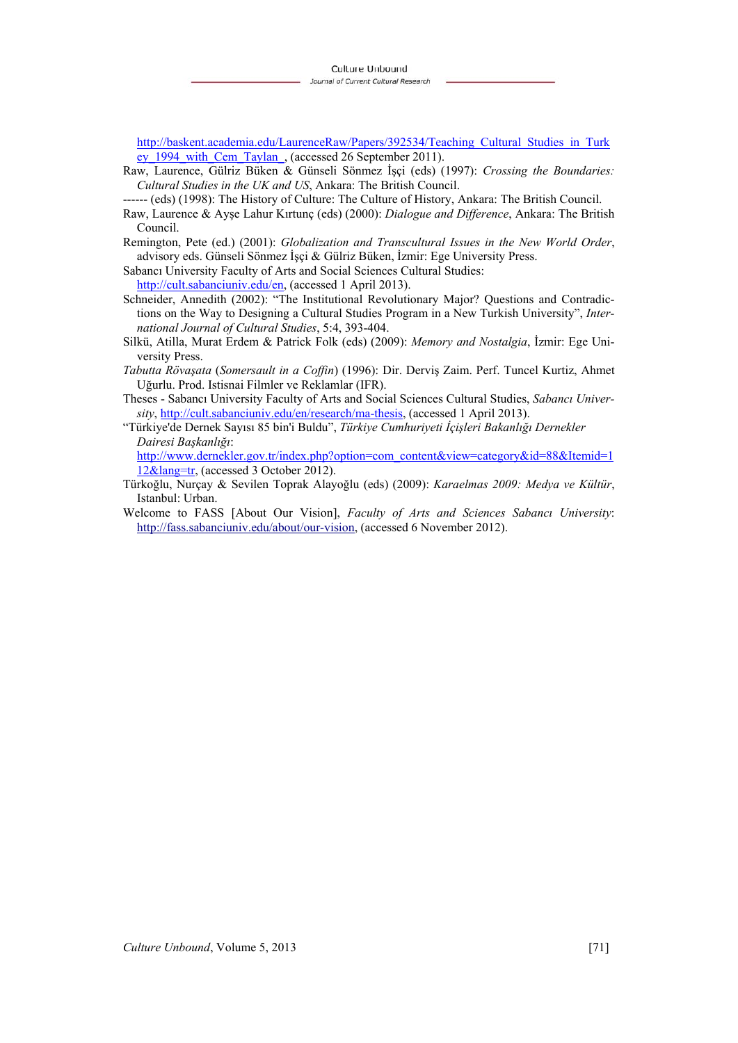http://baskent.academia.edu/LaurenceRaw/Papers/392534/Teaching_Cultural_Studies_in_Turkey_1994_with_Cem_Taylan_, (accessed 26 September 2011).

Raw, Laurence, Gülriz Büken & Günseli Sönmez İşçi (eds) (1997): *Crossing the Boundaries: Cultural Studies in the UK and US*, Ankara: The British Council.

------ (eds) (1998): The History of Culture: The Culture of History, Ankara: The British Council.

Raw, Laurence & Ayşe Lahur Kırtunç (eds) (2000): *Dialogue and Difference*, Ankara: The British Council.

Remington, Pete (ed.) (2001): *Globalization and Transcultural Issues in the New World Order*, advisory eds. Günseli Sönmez İşçi & Gülriz Büken, İzmir: Ege University Press.

Sabancı University Faculty of Arts and Social Sciences Cultural Studies: http://cult.sabanciuniv.edu/en, (accessed 1 April 2013).

Schneider, Annedith (2002): "The Institutional Revolutionary Major? Questions and Contradictions on the Way to Designing a Cultural Studies Program in a New Turkish University", *International Journal of Cultural Studies*, 5:4, 393-404.

Silkü, Atilla, Murat Erdem & Patrick Folk (eds) (2009): *Memory and Nostalgia*, İzmir: Ege University Press.

*Tabutta Rövaşata* (*Somersault in a Coffin*) (1996): Dir. Derviş Zaim. Perf. Tuncel Kurtiz, Ahmet Uğurlu. Prod. Istisnai Filmler ve Reklamlar (IFR).

Theses - Sabancı University Faculty of Arts and Social Sciences Cultural Studies, *Sabancı University*, http://cult.sabanciuniv.edu/en/research/ma-thesis, (accessed 1 April 2013).

"Türkiye'de Dernek Sayısı 85 bin'i Buldu", *Türkiye Cumhuriyeti İçişleri Bakanlığı Dernekler Dairesi Başkanlığı*: http://www.dernekler.gov.tr/index.php?option=com_content&view=category&id=88&Itemid=112&lang=tr, (accessed 3 October 2012).

Türkoğlu, Nurçay & Sevilen Toprak Alayoğlu (eds) (2009): *Karaelmas 2009: Medya ve Kültür*, Istanbul: Urban.

Welcome to FASS [About Our Vision], *Faculty of Arts and Sciences Sabancı University*: http://fass.sabanciuniv.edu/about/our-vision, (accessed 6 November 2012).